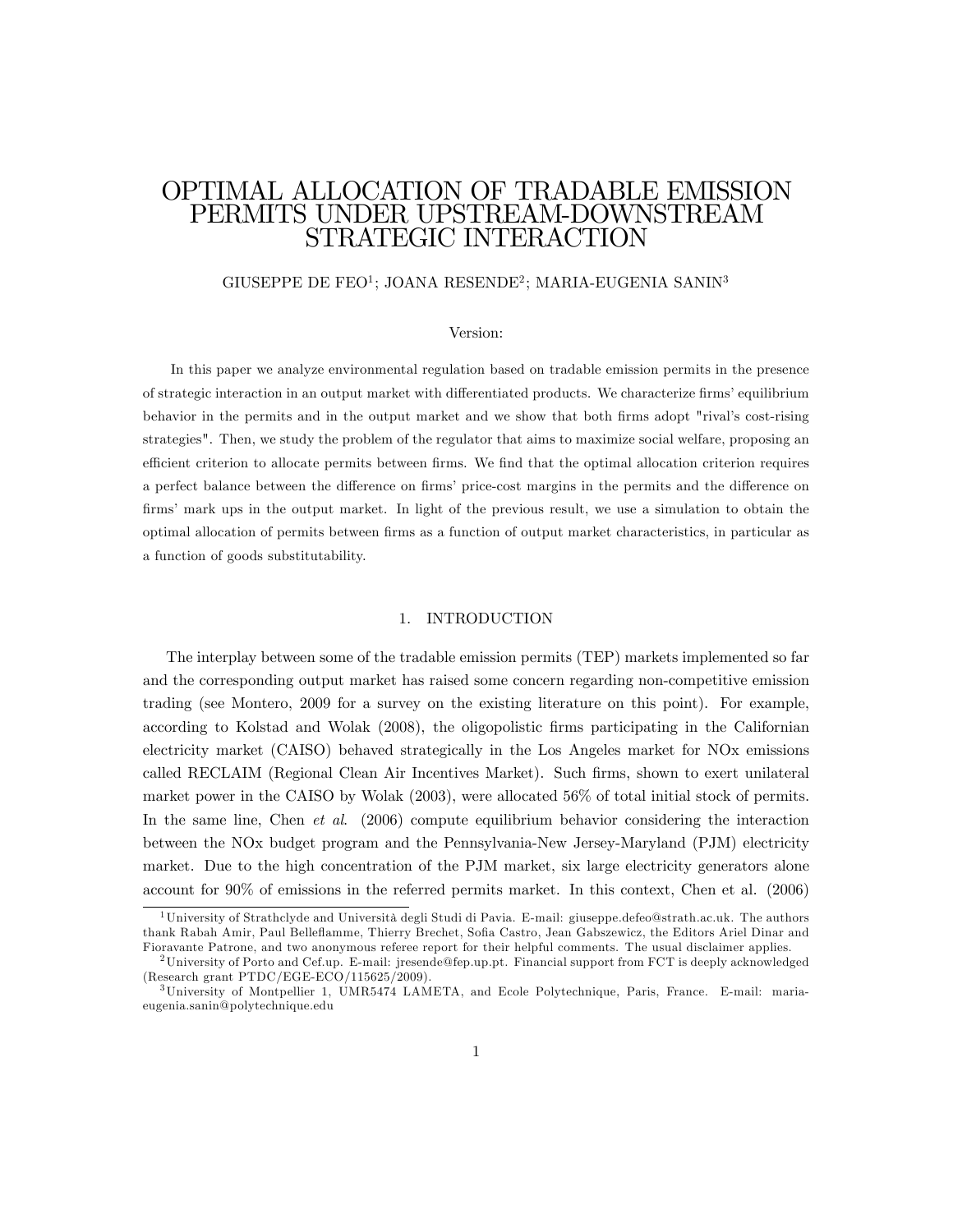# OPTIMAL ALLOCATION OF TRADABLE EMISSION PERMITS UNDER UPSTREAM-DOWNSTREAM STRATEGIC INTERACTION

GIUSEPPE DE FEO[1]; JOANA RESENDE[2]; MARIA-EUGENIA SANIN[3]

Version:

In this paper we analyze environmental regulation based on tradable emission permits in the presence of strategic interaction in an output market with differentiated products. We characterize firms' equilibrium behavior in the permits and in the output market and we show that both firms adopt "rival's cost-rising strategies". Then, we study the problem of the regulator that aims to maximize social welfare, proposing an efficient criterion to allocate permits between firms. We find that the optimal allocation criterion requires a perfect balance between the difference on firms' price-cost margins in the permits and the difference on firms' mark ups in the output market. In light of the previous result, we use a simulation to obtain the optimal allocation of permits between firms as a function of output market characteristics, in particular as a function of goods substitutability.

## 1. INTRODUCTION

The interplay between some of the tradable emission permits (TEP) markets implemented so far and the corresponding output market has raised some concern regarding non-competitive emission trading (see Montero, 2009 for a survey on the existing literature on this point). For example, according to Kolstad and Wolak (2008), the oligopolistic firms participating in the Californian electricity market (CAISO) behaved strategically in the Los Angeles market for NOx emissions called RECLAIM (Regional Clean Air Incentives Market). Such firms, shown to exert unilateral market power in the CAISO by Wolak (2003), were allocated 56% of total initial stock of permits. In the same line, Chen *et al*. (2006) compute equilibrium behavior considering the interaction between the NOx budget program and the Pennsylvania-New Jersey-Maryland (PJM) electricity market. Due to the high concentration of the PJM market, six large electricity generators alone account for 90% of emissions in the referred permits market. In this context, Chen et al. (2006)

---

[1] University of Strathclyde and Università degli Studi di Pavia. E-mail: giuseppe.defeo@strath.ac.uk. The authors thank Rabah Amir, Paul Belleflamme, Thierry Brechet, Sofia Castro, Jean Gabszewicz, the Editors Ariel Dinar and Fioravante Patrone, and two anonymous referee report for their helpful comments. The usual disclaimer applies.

[2] University of Porto and Cef.up. E-mail: jresende@fep.up.pt. Financial support from FCT is deeply acknowledged (Research grant PTDC/EGE-ECO/115625/2009).

[3] University of Montpellier 1, UMR5474 LAMETA, and Ecole Polytechnique, Paris, France. E-mail: maria-eugenia.sanin@polytechnique.edu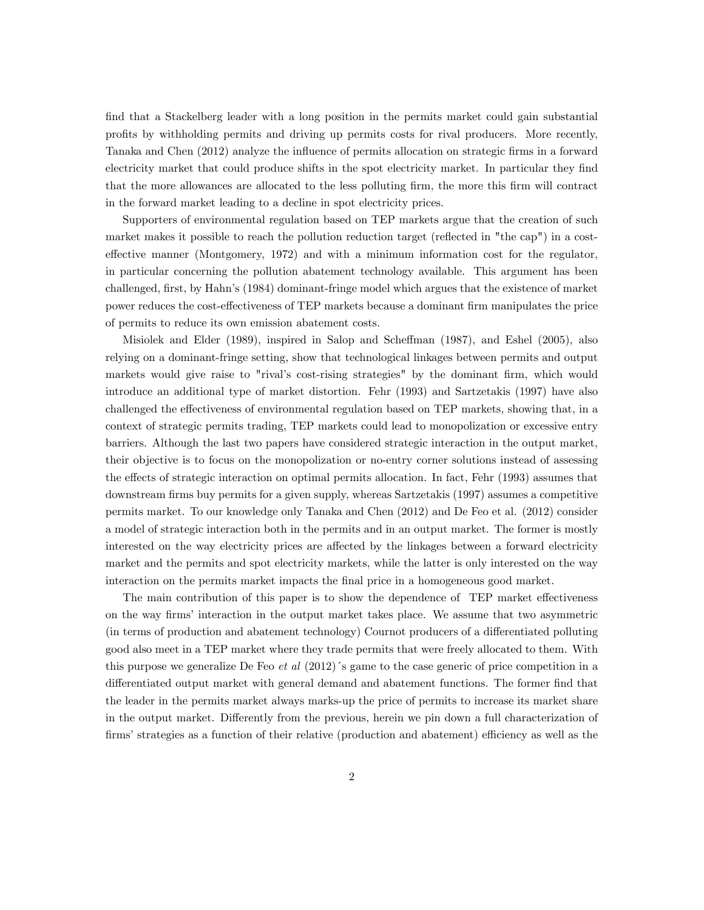find that a Stackelberg leader with a long position in the permits market could gain substantial profits by withholding permits and driving up permits costs for rival producers. More recently, Tanaka and Chen (2012) analyze the influence of permits allocation on strategic firms in a forward electricity market that could produce shifts in the spot electricity market. In particular they find that the more allowances are allocated to the less polluting firm, the more this firm will contract in the forward market leading to a decline in spot electricity prices.

Supporters of environmental regulation based on TEP markets argue that the creation of such market makes it possible to reach the pollution reduction target (reflected in "the cap") in a cost-effective manner (Montgomery, 1972) and with a minimum information cost for the regulator, in particular concerning the pollution abatement technology available. This argument has been challenged, first, by Hahn's (1984) dominant-fringe model which argues that the existence of market power reduces the cost-effectiveness of TEP markets because a dominant firm manipulates the price of permits to reduce its own emission abatement costs.

Misiolek and Elder (1989), inspired in Salop and Scheffman (1987), and Eshel (2005), also relying on a dominant-fringe setting, show that technological linkages between permits and output markets would give raise to "rival's cost-rising strategies" by the dominant firm, which would introduce an additional type of market distortion. Fehr (1993) and Sartzetakis (1997) have also challenged the effectiveness of environmental regulation based on TEP markets, showing that, in a context of strategic permits trading, TEP markets could lead to monopolization or excessive entry barriers. Although the last two papers have considered strategic interaction in the output market, their objective is to focus on the monopolization or no-entry corner solutions instead of assessing the effects of strategic interaction on optimal permits allocation. In fact, Fehr (1993) assumes that downstream firms buy permits for a given supply, whereas Sartzetakis (1997) assumes a competitive permits market. To our knowledge only Tanaka and Chen (2012) and De Feo et al. (2012) consider a model of strategic interaction both in the permits and in an output market. The former is mostly interested on the way electricity prices are affected by the linkages between a forward electricity market and the permits and spot electricity markets, while the latter is only interested on the way interaction on the permits market impacts the final price in a homogeneous good market.

The main contribution of this paper is to show the dependence of TEP market effectiveness on the way firms' interaction in the output market takes place. We assume that two asymmetric (in terms of production and abatement technology) Cournot producers of a differentiated polluting good also meet in a TEP market where they trade permits that were freely allocated to them. With this purpose we generalize De Feo *et al* (2012)´s game to the case generic of price competition in a differentiated output market with general demand and abatement functions. The former find that the leader in the permits market always marks-up the price of permits to increase its market share in the output market. Differently from the previous, herein we pin down a full characterization of firms' strategies as a function of their relative (production and abatement) efficiency as well as the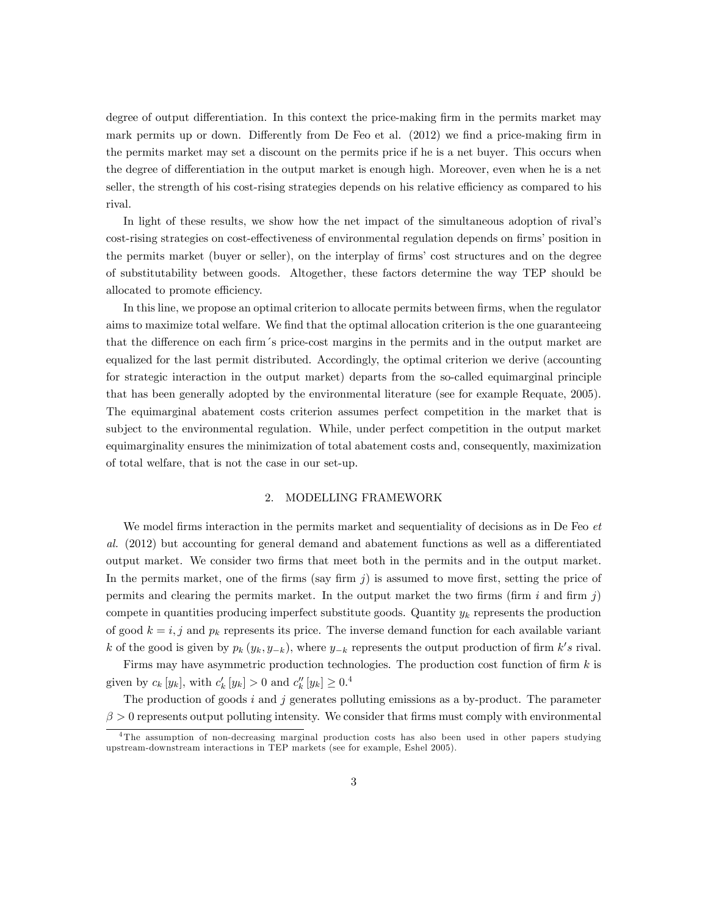degree of output differentiation. In this context the price-making firm in the permits market may mark permits up or down. Differently from De Feo et al. (2012) we find a price-making firm in the permits market may set a discount on the permits price if he is a net buyer. This occurs when the degree of differentiation in the output market is enough high. Moreover, even when he is a net seller, the strength of his cost-rising strategies depends on his relative efficiency as compared to his rival.

In light of these results, we show how the net impact of the simultaneous adoption of rival's cost-rising strategies on cost-effectiveness of environmental regulation depends on firms' position in the permits market (buyer or seller), on the interplay of firms' cost structures and on the degree of substitutability between goods. Altogether, these factors determine the way TEP should be allocated to promote efficiency.

In this line, we propose an optimal criterion to allocate permits between firms, when the regulator aims to maximize total welfare. We find that the optimal allocation criterion is the one guaranteeing that the difference on each firm´s price-cost margins in the permits and in the output market are equalized for the last permit distributed. Accordingly, the optimal criterion we derive (accounting for strategic interaction in the output market) departs from the so-called equimarginal principle that has been generally adopted by the environmental literature (see for example Requate, 2005). The equimarginal abatement costs criterion assumes perfect competition in the market that is subject to the environmental regulation. While, under perfect competition in the output market equimarginality ensures the minimization of total abatement costs and, consequently, maximization of total welfare, that is not the case in our set-up.

## 2. MODELLING FRAMEWORK

We model firms interaction in the permits market and sequentiality of decisions as in De Feo *et al.* (2012) but accounting for general demand and abatement functions as well as a differentiated output market. We consider two firms that meet both in the permits and in the output market. In the permits market, one of the firms (say firm $j$) is assumed to move first, setting the price of permits and clearing the permits market. In the output market the two firms (firm $i$ and firm $j$) compete in quantities producing imperfect substitute goods. Quantity $y_k$ represents the production of good $k = i, j$ and $p_k$ represents its price. The inverse demand function for each available variant $k$ of the good is given by $p_k(y_k, y_{-k})$, where $y_{-k}$ represents the output production of firm $k's$ rival.

Firms may have asymmetric production technologies. The production cost function of firm $k$ is given by $c_k[y_k]$, with $c_k'[y_k] > 0$ and $c_k''[y_k] \geq 0$.[4]

The production of goods $i$ and $j$ generates polluting emissions as a by-product. The parameter $\beta > 0$ represents output polluting intensity. We consider that firms must comply with environmental

[4] The assumption of non-decreasing marginal production costs has also been used in other papers studying upstream-downstream interactions in TEP markets (see for example, Eshel 2005).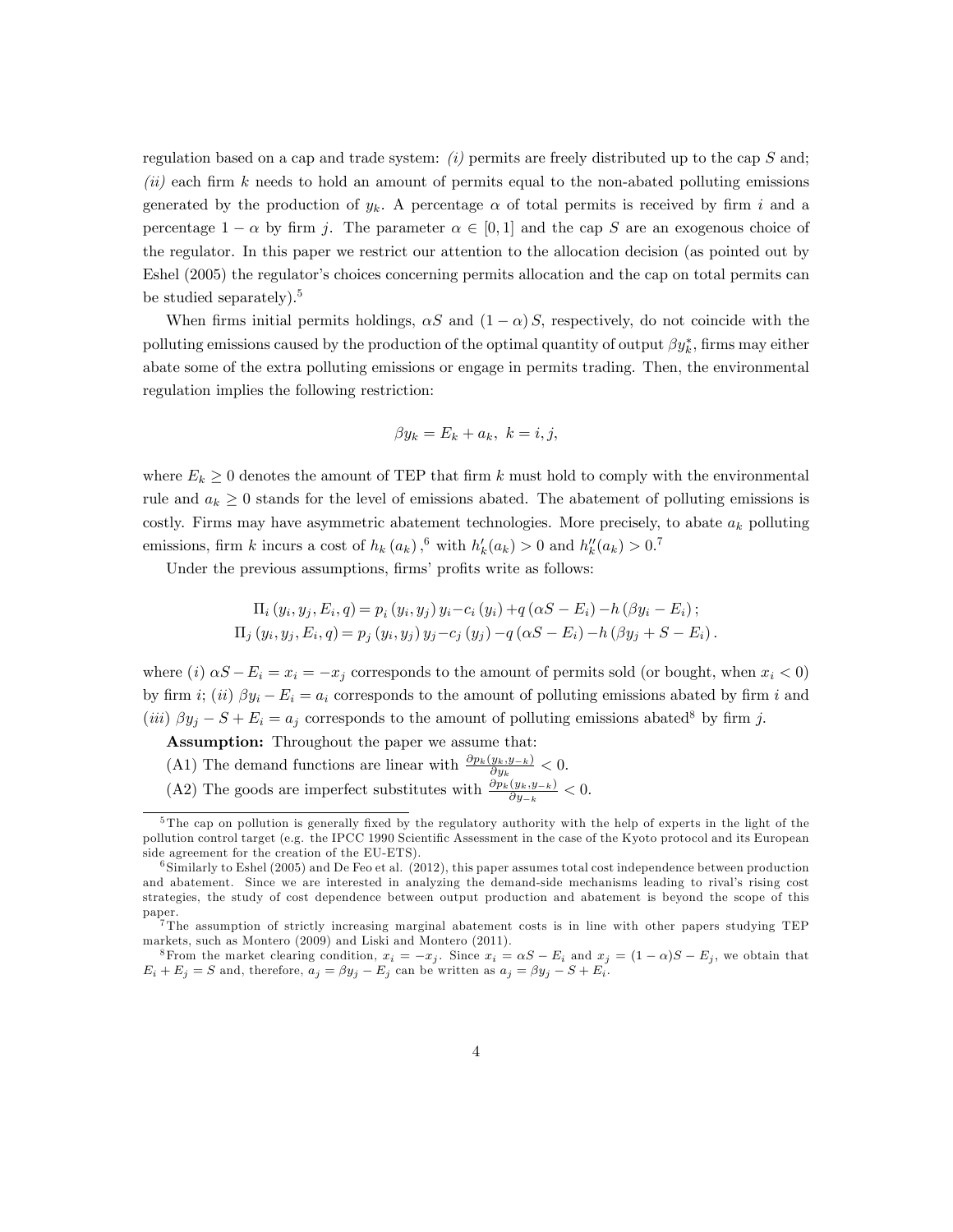regulation based on a cap and trade system: *(i)* permits are freely distributed up to the cap $S$ and; *(ii)* each firm $k$ needs to hold an amount of permits equal to the non-abated polluting emissions generated by the production of $y_k$. A percentage $\alpha$ of total permits is received by firm $i$ and a percentage $1-\alpha$ by firm $j$. The parameter $\alpha \in [0,1]$ and the cap $S$ are an exogenous choice of the regulator. In this paper we restrict our attention to the allocation decision (as pointed out by Eshel (2005) the regulator's choices concerning permits allocation and the cap on total permits can be studied separately).[5]

When firms initial permits holdings, $\alpha S$ and $(1-\alpha)S$, respectively, do not coincide with the polluting emissions caused by the production of the optimal quantity of output $\beta y_k^*$, firms may either abate some of the extra polluting emissions or engage in permits trading. Then, the environmental regulation implies the following restriction:

$$\beta y_k = E_k + a_k, \; k = i, j,$$

where $E_k \geq 0$ denotes the amount of TEP that firm $k$ must hold to comply with the environmental rule and $a_k \geq 0$ stands for the level of emissions abated. The abatement of polluting emissions is costly. Firms may have asymmetric abatement technologies. More precisely, to abate $a_k$ polluting emissions, firm $k$ incurs a cost of $h_k(a_k)$,[6] with $h_k'(a_k) > 0$ and $h_k''(a_k) > 0$.[7]

Under the previous assumptions, firms' profits write as follows:

$$\Pi_i(y_i, y_j, E_i, q) = p_i(y_i, y_j)\, y_i - c_i(y_i) + q(\alpha S - E_i) - h(\beta y_i - E_i);$$
$$\Pi_j(y_i, y_j, E_i, q) = p_j(y_i, y_j)\, y_j - c_j(y_j) - q(\alpha S - E_i) - h(\beta y_j + S - E_i).$$

where $(i)$ $\alpha S - E_i = x_i = -x_j$ corresponds to the amount of permits sold (or bought, when $x_i < 0$) by firm $i$; $(ii)$ $\beta y_i - E_i = a_i$ corresponds to the amount of polluting emissions abated by firm $i$ and $(iii)$ $\beta y_j - S + E_i = a_j$ corresponds to the amount of polluting emissions abated[8] by firm $j$.

**Assumption:** Throughout the paper we assume that:

(A1) The demand functions are linear with $\frac{\partial p_k(y_k, y_{-k})}{\partial y_k} < 0$.

(A2) The goods are imperfect substitutes with $\frac{\partial p_k(y_k, y_{-k})}{\partial y_{-k}} < 0$.

---

[5] The cap on pollution is generally fixed by the regulatory authority with the help of experts in the light of the pollution control target (e.g. the IPCC 1990 Scientific Assessment in the case of the Kyoto protocol and its European side agreement for the creation of the EU-ETS).

[6] Similarly to Eshel (2005) and De Feo et al. (2012), this paper assumes total cost independence between production and abatement. Since we are interested in analyzing the demand-side mechanisms leading to rival's rising cost strategies, the study of cost dependence between output production and abatement is beyond the scope of this paper.

[7] The assumption of strictly increasing marginal abatement costs is in line with other papers studying TEP markets, such as Montero (2009) and Liski and Montero (2011).

[8] From the market clearing condition, $x_i = -x_j$. Since $x_i = \alpha S - E_i$ and $x_j = (1-\alpha)S - E_j$, we obtain that $E_i + E_j = S$ and, therefore, $a_j = \beta y_j - E_j$ can be written as $a_j = \beta y_j - S + E_i$.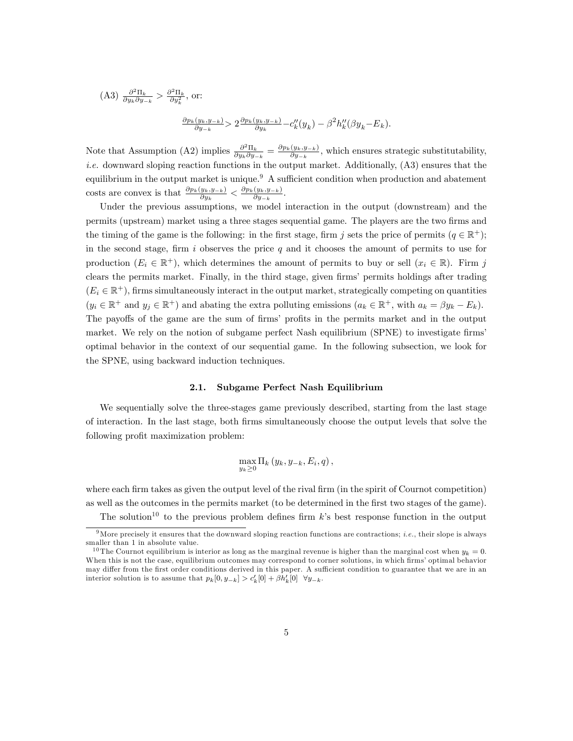(A3) $\frac{\partial^2 \Pi_k}{\partial y_k \partial y_{-k}} > \frac{\partial^2 \Pi_k}{\partial y_k^2}$, or:

$$\frac{\partial p_k(y_k, y_{-k})}{\partial y_{-k}} > 2\frac{\partial p_k(y_k, y_{-k})}{\partial y_k} - c_k''(y_k) - \beta^2 h_k''(\beta y_k - E_k).$$

Note that Assumption (A2) implies $\frac{\partial^2 \Pi_k}{\partial y_k \partial y_{-k}} = \frac{\partial p_k(y_k, y_{-k})}{\partial y_{-k}}$, which ensures strategic substitutability, *i.e.* downward sloping reaction functions in the output market. Additionally, (A3) ensures that the equilibrium in the output market is unique.[9] A sufficient condition when production and abatement costs are convex is that $\frac{\partial p_k(y_k, y_{-k})}{\partial y_k} < \frac{\partial p_k(y_k, y_{-k})}{\partial y_{-k}}$.

Under the previous assumptions, we model interaction in the output (downstream) and the permits (upstream) market using a three stages sequential game. The players are the two firms and the timing of the game is the following: in the first stage, firm $j$ sets the price of permits ($q \in \mathbb{R}^+$); in the second stage, firm $i$ observes the price $q$ and it chooses the amount of permits to use for production ($E_i \in \mathbb{R}^+$), which determines the amount of permits to buy or sell ($x_i \in \mathbb{R}$). Firm $j$ clears the permits market. Finally, in the third stage, given firms' permits holdings after trading ($E_i \in \mathbb{R}^+$), firms simultaneously interact in the output market, strategically competing on quantities ($y_i \in \mathbb{R}^+$ and $y_j \in \mathbb{R}^+$) and abating the extra polluting emissions ($a_k \in \mathbb{R}^+$, with $a_k = \beta y_k - E_k$). The payoffs of the game are the sum of firms' profits in the permits market and in the output market. We rely on the notion of subgame perfect Nash equilibrium (SPNE) to investigate firms' optimal behavior in the context of our sequential game. In the following subsection, we look for the SPNE, using backward induction techniques.

### 2.1. Subgame Perfect Nash Equilibrium

We sequentially solve the three-stages game previously described, starting from the last stage of interaction. In the last stage, both firms simultaneously choose the output levels that solve the following profit maximization problem:

$$\max_{y_k \geq 0} \Pi_k \left(y_k, y_{-k}, E_i, q\right),$$

where each firm takes as given the output level of the rival firm (in the spirit of Cournot competition) as well as the outcomes in the permits market (to be determined in the first two stages of the game).

The solution[10] to the previous problem defines firm $k$'s best response function in the output

---

[9] More precisely it ensures that the downward sloping reaction functions are contractions; *i.e.*, their slope is always smaller than 1 in absolute value.

[10] The Cournot equilibrium is interior as long as the marginal revenue is higher than the marginal cost when $y_k = 0$. When this is not the case, equilibrium outcomes may correspond to corner solutions, in which firms' optimal behavior may differ from the first order conditions derived in this paper. A sufficient condition to guarantee that we are in an interior solution is to assume that $p_k[0, y_{-k}] > c_k'[0] + \beta h_k'[0] \;\; \forall y_{-k}$.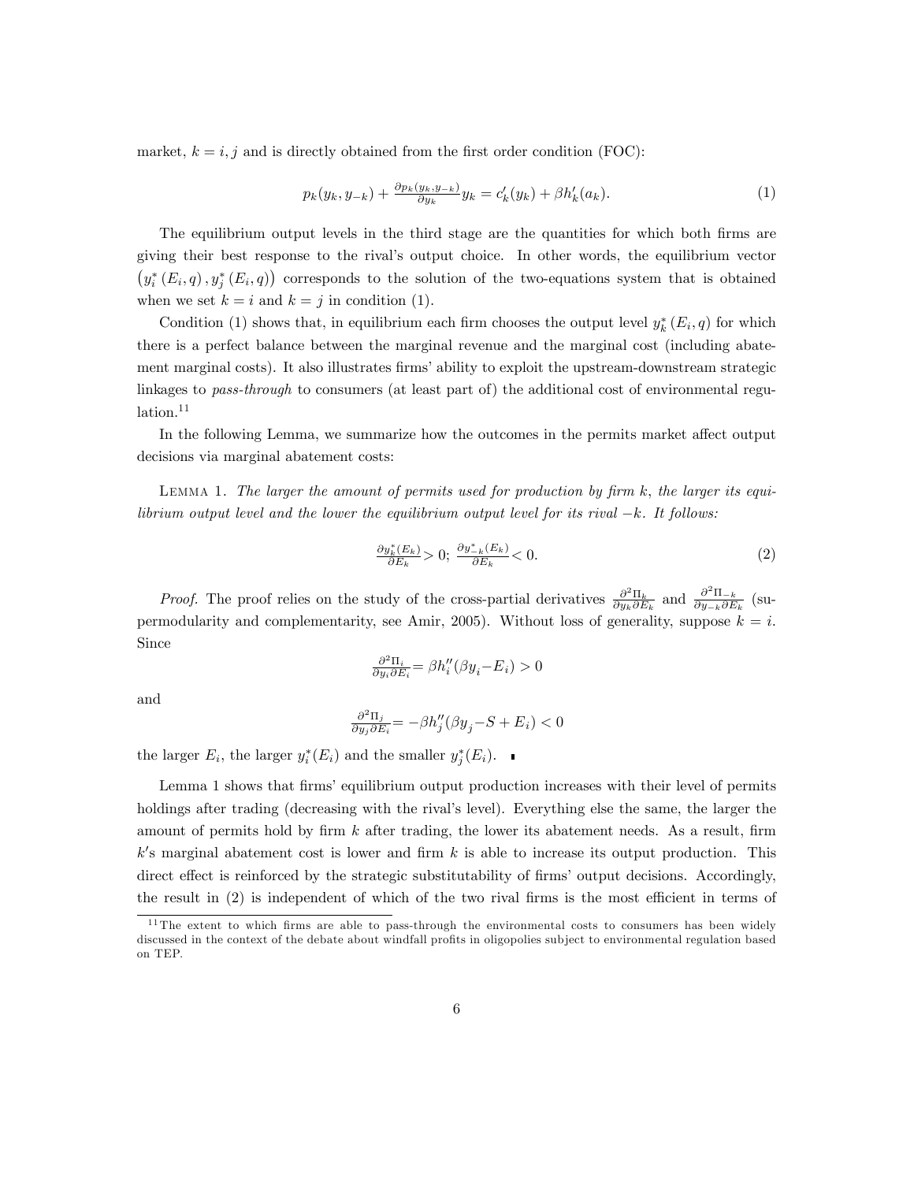market, $k = i, j$ and is directly obtained from the first order condition (FOC):

$$p_k(y_k, y_{-k}) + \frac{\partial p_k(y_k, y_{-k})}{\partial y_k} y_k = c_k'(y_k) + \beta h_k'(a_k). \tag{1}$$

The equilibrium output levels in the third stage are the quantities for which both firms are giving their best response to the rival's output choice. In other words, the equilibrium vector $\left(y_i^*(E_i, q), y_j^*(E_i, q)\right)$ corresponds to the solution of the two-equations system that is obtained when we set $k = i$ and $k = j$ in condition (1).

Condition (1) shows that, in equilibrium each firm chooses the output level $y_k^*(E_i, q)$ for which there is a perfect balance between the marginal revenue and the marginal cost (including abatement marginal costs). It also illustrates firms' ability to exploit the upstream-downstream strategic linkages to *pass-through* to consumers (at least part of) the additional cost of environmental regulation.[11]

In the following Lemma, we summarize how the outcomes in the permits market affect output decisions via marginal abatement costs:

Lemma 1. *The larger the amount of permits used for production by firm $k$, the larger its equilibrium output level and the lower the equilibrium output level for its rival $-k$. It follows:*

$$\frac{\partial y_k^*(E_k)}{\partial E_k} > 0; \ \frac{\partial y_{-k}^*(E_k)}{\partial E_k} < 0. \tag{2}$$

*Proof.* The proof relies on the study of the cross-partial derivatives $\frac{\partial^2 \Pi_k}{\partial y_k \partial E_k}$ and $\frac{\partial^2 \Pi_{-k}}{\partial y_{-k} \partial E_k}$ (supermodularity and complementarity, see Amir, 2005). Without loss of generality, suppose $k = i$. Since

$$\frac{\partial^2 \Pi_i}{\partial y_i \partial E_i} = \beta h_i''(\beta y_i - E_i) > 0$$

and

$$\frac{\partial^2 \Pi_j}{\partial y_j \partial E_i} = -\beta h_j''(\beta y_j - S + E_i) < 0$$

the larger $E_i$, the larger $y_i^*(E_i)$ and the smaller $y_j^*(E_i)$. ∎

Lemma 1 shows that firms' equilibrium output production increases with their level of permits holdings after trading (decreasing with the rival's level). Everything else the same, the larger the amount of permits hold by firm $k$ after trading, the lower its abatement needs. As a result, firm $k$'s marginal abatement cost is lower and firm $k$ is able to increase its output production. This direct effect is reinforced by the strategic substitutability of firms' output decisions. Accordingly, the result in (2) is independent of which of the two rival firms is the most efficient in terms of

[11] The extent to which firms are able to pass-through the environmental costs to consumers has been widely discussed in the context of the debate about windfall profits in oligopolies subject to environmental regulation based on TEP.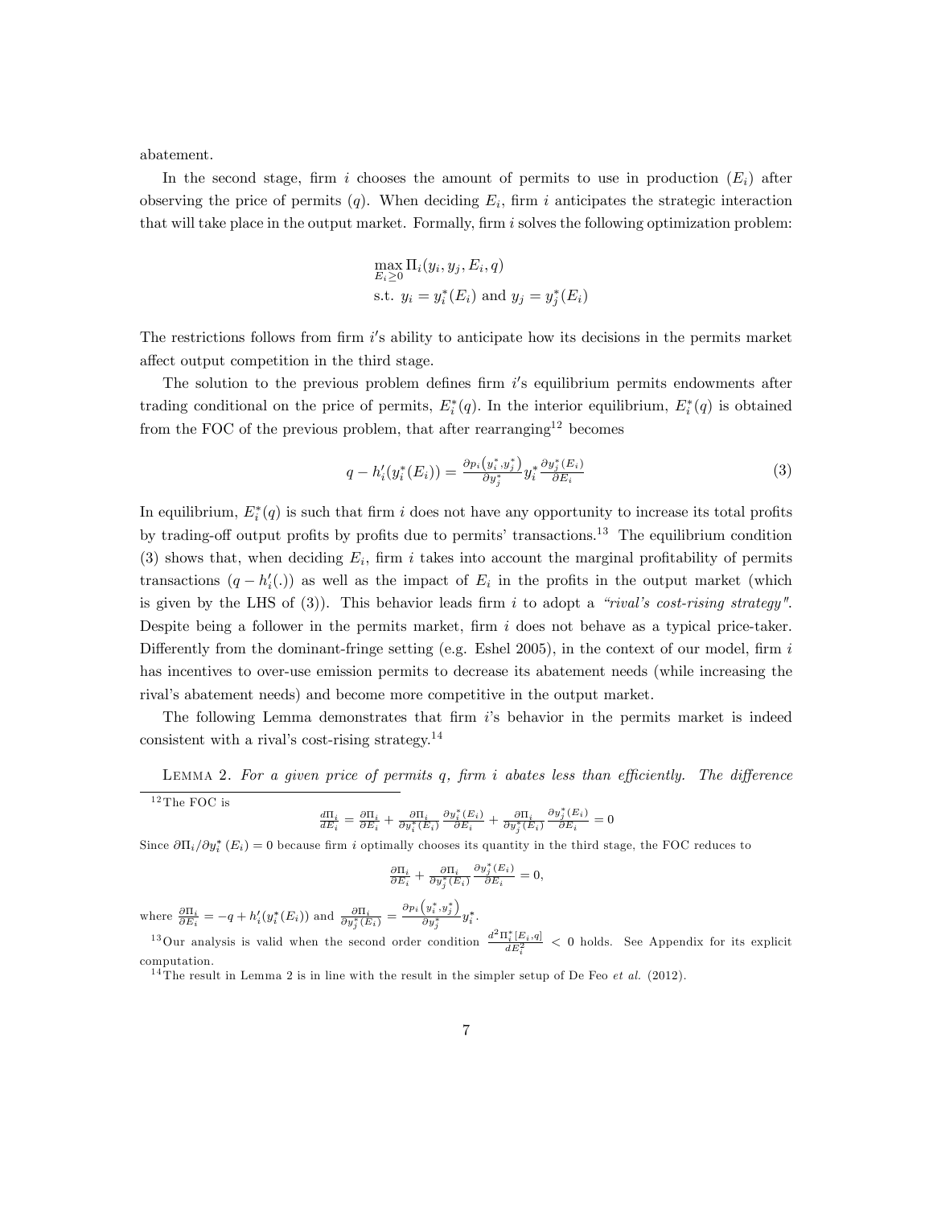abatement.

In the second stage, firm $i$ chooses the amount of permits to use in production ($E_i$) after observing the price of permits ($q$). When deciding $E_i$, firm $i$ anticipates the strategic interaction that will take place in the output market. Formally, firm $i$ solves the following optimization problem:

$$\max_{E_i \geq 0} \Pi_i(y_i, y_j, E_i, q)$$
$$\text{s.t. } y_i = y_i^*(E_i) \text{ and } y_j = y_j^*(E_i)$$

The restrictions follows from firm $i$'s ability to anticipate how its decisions in the permits market affect output competition in the third stage.

The solution to the previous problem defines firm $i$'s equilibrium permits endowments after trading conditional on the price of permits, $E_i^*(q)$. In the interior equilibrium, $E_i^*(q)$ is obtained from the FOC of the previous problem, that after rearranging[12] becomes

$$q - h_i'(y_i^*(E_i)) = \frac{\partial p_i\left(y_i^*, y_j^*\right)}{\partial y_j^*} y_i^* \frac{\partial y_j^*(E_i)}{\partial E_i} \tag{3}$$

In equilibrium, $E_i^*(q)$ is such that firm $i$ does not have any opportunity to increase its total profits by trading-off output profits by profits due to permits' transactions.[13] The equilibrium condition (3) shows that, when deciding $E_i$, firm $i$ takes into account the marginal profitability of permits transactions ($q - h_i'(.)$) as well as the impact of $E_i$ in the profits in the output market (which is given by the LHS of (3)). This behavior leads firm $i$ to adopt a *"rival's cost-rising strategy"*. Despite being a follower in the permits market, firm $i$ does not behave as a typical price-taker. Differently from the dominant-fringe setting (e.g. Eshel 2005), in the context of our model, firm $i$ has incentives to over-use emission permits to decrease its abatement needs (while increasing the rival's abatement needs) and become more competitive in the output market.

The following Lemma demonstrates that firm $i$'s behavior in the permits market is indeed consistent with a rival's cost-rising strategy.[14]

Lemma 2. *For a given price of permits $q$, firm $i$ abates less than efficiently. The difference*

---

[12] The FOC is

$$\frac{d\Pi_i}{dE_i} = \frac{\partial \Pi_i}{\partial E_i} + \frac{\partial \Pi_i}{\partial y_i^*(E_i)} \frac{\partial y_i^*(E_i)}{\partial E_i} + \frac{\partial \Pi_i}{\partial y_j^*(E_i)} \frac{\partial y_j^*(E_i)}{\partial E_i} = 0$$

Since $\partial \Pi_i / \partial y_i^*(E_i) = 0$ because firm $i$ optimally chooses its quantity in the third stage, the FOC reduces to

$$\frac{\partial \Pi_i}{\partial E_i} + \frac{\partial \Pi_i}{\partial y_j^*(E_i)} \frac{\partial y_j^*(E_i)}{\partial E_i} = 0,$$

where $\frac{\partial \Pi_i}{\partial E_i} = -q + h_i'(y_i^*(E_i))$ and $\frac{\partial \Pi_i}{\partial y_j^*(E_i)} = \frac{\partial p_i\left(y_i^*, y_j^*\right)}{\partial y_j^*} y_i^*$.

[13] Our analysis is valid when the second order condition $\frac{d^2 \Pi_i^*[E_i, q]}{dE_i^2} < 0$ holds. See Appendix for its explicit computation.

[14] The result in Lemma 2 is in line with the result in the simpler setup of De Feo *et al.* (2012).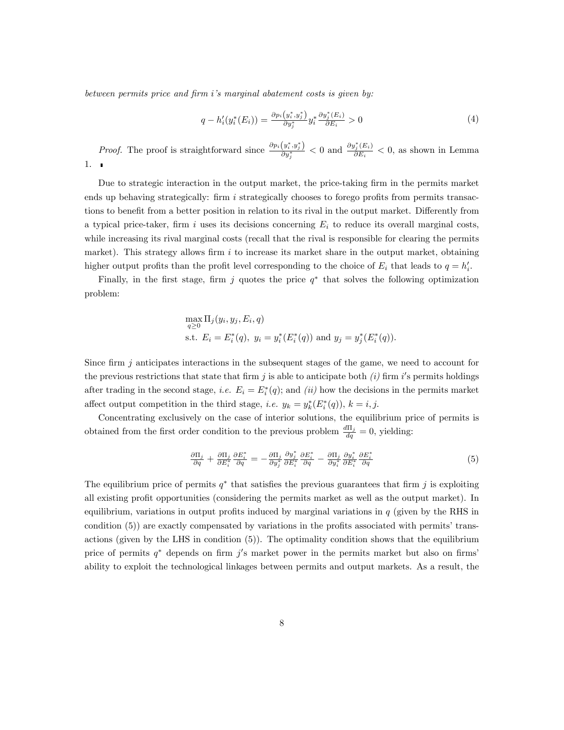*between permits price and firm i's marginal abatement costs is given by:*

$$q - h_i'(y_i^*(E_i)) = \frac{\partial p_i\left(y_i^*, y_j^*\right)}{\partial y_j^*} y_i^* \frac{\partial y_j^*(E_i)}{\partial E_i} > 0 \tag{4}$$

*Proof.* The proof is straightforward since $\frac{\partial p_i\left(y_i^*, y_j^*\right)}{\partial y_j^*} < 0$ and $\frac{\partial y_j^*(E_i)}{\partial E_i} < 0$, as shown in Lemma 1. ∎

Due to strategic interaction in the output market, the price-taking firm in the permits market ends up behaving strategically: firm $i$ strategically chooses to forego profits from permits transactions to benefit from a better position in relation to its rival in the output market. Differently from a typical price-taker, firm $i$ uses its decisions concerning $E_i$ to reduce its overall marginal costs, while increasing its rival marginal costs (recall that the rival is responsible for clearing the permits market). This strategy allows firm $i$ to increase its market share in the output market, obtaining higher output profits than the profit level corresponding to the choice of $E_i$ that leads to $q = h_i'$.

Finally, in the first stage, firm $j$ quotes the price $q^*$ that solves the following optimization problem:

$$\begin{aligned} &\max_{q \geq 0} \Pi_j(y_i, y_j, E_i, q) \\ &\text{s.t. } E_i = E_i^*(q),\ y_i = y_i^*(E_i^*(q)) \text{ and } y_j = y_j^*(E_i^*(q)). \end{aligned}$$

Since firm $j$ anticipates interactions in the subsequent stages of the game, we need to account for the previous restrictions that state that firm $j$ is able to anticipate both *(i)* firm $i'$s permits holdings after trading in the second stage, *i.e.* $E_i = E_i^*(q)$; and *(ii)* how the decisions in the permits market affect output competition in the third stage, *i.e.* $y_k = y_k^*(E_i^*(q))$, $k = i, j$.

Concentrating exclusively on the case of interior solutions, the equilibrium price of permits is obtained from the first order condition to the previous problem $\frac{d\Pi_j}{dq} = 0$, yielding:

$$\frac{\partial \Pi_j}{\partial q} + \frac{\partial \Pi_j}{\partial E_i^*}\frac{\partial E_i^*}{\partial q} = -\frac{\partial \Pi_j}{\partial y_j^*}\frac{\partial y_j^*}{\partial E_i^*}\frac{\partial E_i^*}{\partial q} - \frac{\partial \Pi_j}{\partial y_i^*}\frac{\partial y_i^*}{\partial E_i^*}\frac{\partial E_i^*}{\partial q} \tag{5}$$

The equilibrium price of permits $q^*$ that satisfies the previous guarantees that firm $j$ is exploiting all existing profit opportunities (considering the permits market as well as the output market). In equilibrium, variations in output profits induced by marginal variations in $q$ (given by the RHS in condition (5)) are exactly compensated by variations in the profits associated with permits' transactions (given by the LHS in condition (5)). The optimality condition shows that the equilibrium price of permits $q^*$ depends on firm $j'$s market power in the permits market but also on firms' ability to exploit the technological linkages between permits and output markets. As a result, the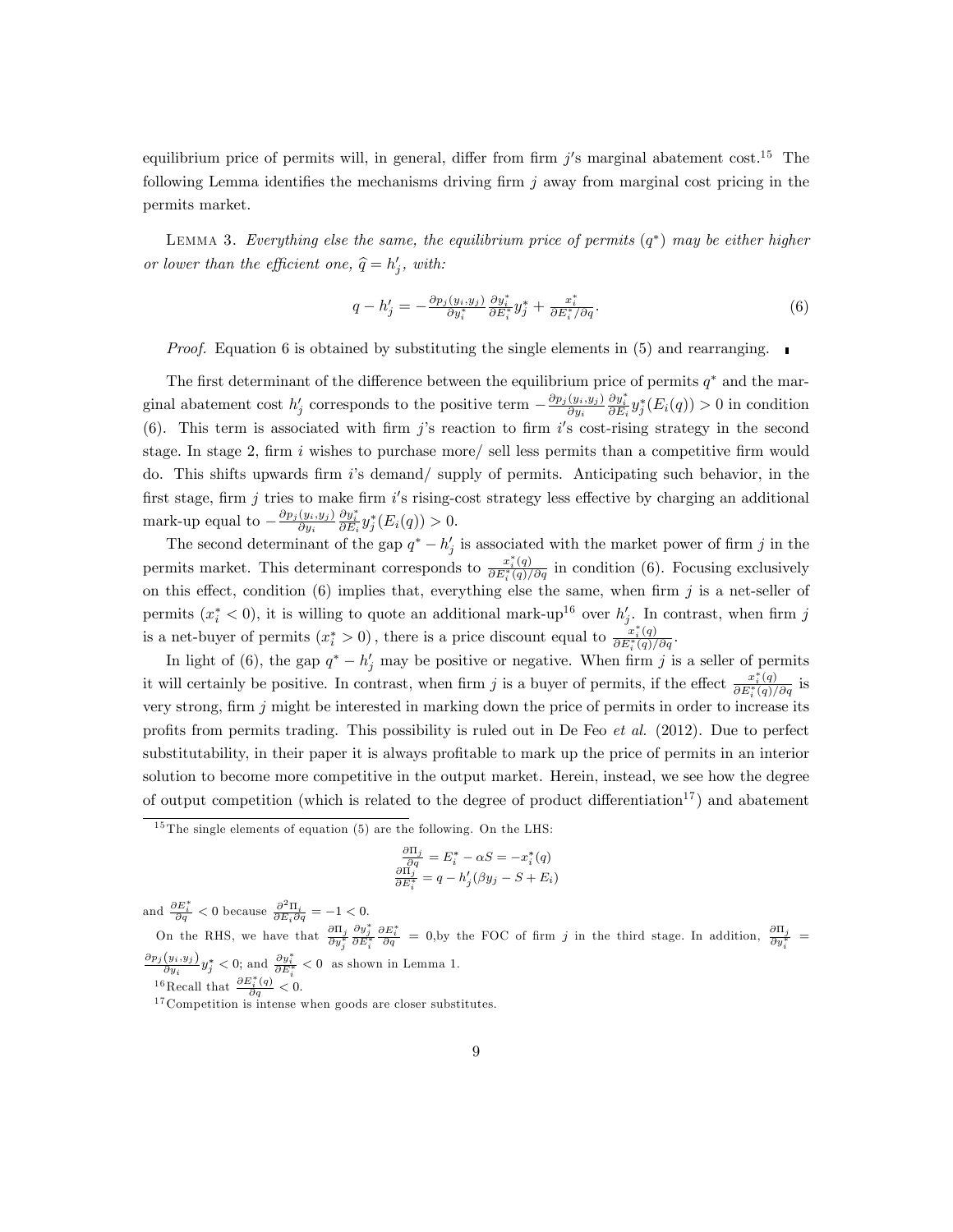equilibrium price of permits will, in general, differ from firm $j$'s marginal abatement cost.[15] The following Lemma identifies the mechanisms driving firm $j$ away from marginal cost pricing in the permits market.

Lemma 3. *Everything else the same, the equilibrium price of permits ($q^*$) may be either higher or lower than the efficient one, $\widehat{q} = h'_j$, with:*

$$q - h'_j = -\frac{\partial p_j(y_i, y_j)}{\partial y_i^*} \frac{\partial y_i^*}{\partial E_i^*} y_j^* + \frac{x_i^*}{\partial E_i^* / \partial q}. \tag{6}$$

*Proof.* Equation 6 is obtained by substituting the single elements in (5) and rearranging. ∎

The first determinant of the difference between the equilibrium price of permits $q^*$ and the marginal abatement cost $h'_j$ corresponds to the positive term $-\frac{\partial p_j(y_i,y_j)}{\partial y_i} \frac{\partial y_i^*}{\partial E_i} y_j^*(E_i(q)) > 0$ in condition (6). This term is associated with firm $j$'s reaction to firm $i$'s cost-rising strategy in the second stage. In stage 2, firm $i$ wishes to purchase more/ sell less permits than a competitive firm would do. This shifts upwards firm $i$'s demand/ supply of permits. Anticipating such behavior, in the first stage, firm $j$ tries to make firm $i$'s rising-cost strategy less effective by charging an additional mark-up equal to $-\frac{\partial p_j(y_i,y_j)}{\partial y_i} \frac{\partial y_i^*}{\partial E_i} y_j^*(E_i(q)) > 0$.

The second determinant of the gap $q^* - h'_j$ is associated with the market power of firm $j$ in the permits market. This determinant corresponds to $\frac{x_i^*(q)}{\partial E_i^*(q)/\partial q}$ in condition (6). Focusing exclusively on this effect, condition (6) implies that, everything else the same, when firm $j$ is a net-seller of permits ($x_i^* < 0$), it is willing to quote an additional mark-up[16] over $h'_j$. In contrast, when firm $j$ is a net-buyer of permits ($x_i^* > 0$), there is a price discount equal to $\frac{x_i^*(q)}{\partial E_i^*(q)/\partial q}$.

In light of (6), the gap $q^* - h'_j$ may be positive or negative. When firm $j$ is a seller of permits it will certainly be positive. In contrast, when firm $j$ is a buyer of permits, if the effect $\frac{x_i^*(q)}{\partial E_i^*(q)/\partial q}$ is very strong, firm $j$ might be interested in marking down the price of permits in order to increase its profits from permits trading. This possibility is ruled out in De Feo *et al.* (2012). Due to perfect substitutability, in their paper it is always profitable to mark up the price of permits in an interior solution to become more competitive in the output market. Herein, instead, we see how the degree of output competition (which is related to the degree of product differentiation[17]) and abatement

---

[15] The single elements of equation (5) are the following. On the LHS:

$$\frac{\partial \Pi_j}{\partial q} = E_i^* - \alpha S = -x_i^*(q)$$
$$\frac{\partial \Pi_j}{\partial E_i^*} = q - h'_j(\beta y_j - S + E_i)$$

and $\frac{\partial E_i^*}{\partial q} < 0$ because $\frac{\partial^2 \Pi_i}{\partial E_i \partial q} = -1 < 0$.

On the RHS, we have that $\frac{\partial \Pi_j}{\partial y_j^*} \frac{\partial y_j^*}{\partial E_i^*} \frac{\partial E_i^*}{\partial q} = 0$,by the FOC of firm $j$ in the third stage. In addition, $\frac{\partial \Pi_j}{\partial y_i^*} = \frac{\partial p_j(y_i,y_j)}{\partial y_i} y_j^* < 0$; and $\frac{\partial y_i^*}{\partial E_i^*} < 0$ as shown in Lemma 1.

[16] Recall that $\frac{\partial E_i^*(q)}{\partial q} < 0$.

[17] Competition is intense when goods are closer substitutes.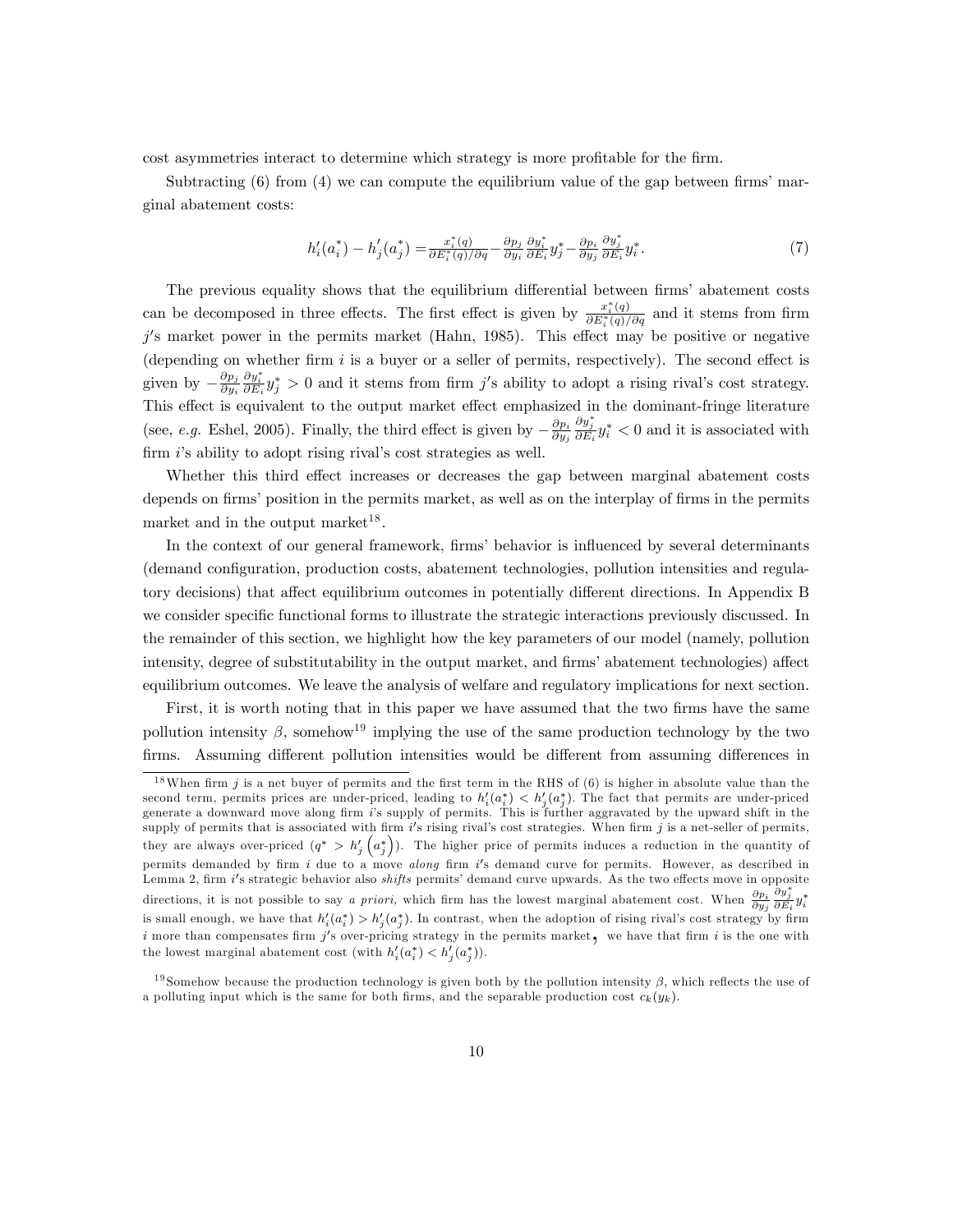cost asymmetries interact to determine which strategy is more profitable for the firm.

Subtracting (6) from (4) we can compute the equilibrium value of the gap between firms' marginal abatement costs:

$$h_i'(a_i^*) - h_j'(a_j^*) = \frac{x_i^*(q)}{\partial E_i^*(q)/\partial q} - \frac{\partial p_j}{\partial y_i}\frac{\partial y_i^*}{\partial E_i} y_j^* - \frac{\partial p_i}{\partial y_j}\frac{\partial y_j^*}{\partial E_i} y_i^*. \tag{7}$$

The previous equality shows that the equilibrium differential between firms' abatement costs can be decomposed in three effects. The first effect is given by $\frac{x_i^*(q)}{\partial E_i^*(q)/\partial q}$ and it stems from firm $j$'s market power in the permits market (Hahn, 1985). This effect may be positive or negative (depending on whether firm $i$ is a buyer or a seller of permits, respectively). The second effect is given by $-\frac{\partial p_j}{\partial y_i}\frac{\partial y_i^*}{\partial E_i} y_j^* > 0$ and it stems from firm $j$'s ability to adopt a rising rival's cost strategy. This effect is equivalent to the output market effect emphasized in the dominant-fringe literature (see, *e.g.* Eshel, 2005). Finally, the third effect is given by $-\frac{\partial p_i}{\partial y_j}\frac{\partial y_j^*}{\partial E_i} y_i^* < 0$ and it is associated with firm $i$'s ability to adopt rising rival's cost strategies as well.

Whether this third effect increases or decreases the gap between marginal abatement costs depends on firms' position in the permits market, as well as on the interplay of firms in the permits market and in the output market[18].

In the context of our general framework, firms' behavior is influenced by several determinants (demand configuration, production costs, abatement technologies, pollution intensities and regulatory decisions) that affect equilibrium outcomes in potentially different directions. In Appendix B we consider specific functional forms to illustrate the strategic interactions previously discussed. In the remainder of this section, we highlight how the key parameters of our model (namely, pollution intensity, degree of substitutability in the output market, and firms' abatement technologies) affect equilibrium outcomes. We leave the analysis of welfare and regulatory implications for next section.

First, it is worth noting that in this paper we have assumed that the two firms have the same pollution intensity $\beta$, somehow[19] implying the use of the same production technology by the two firms. Assuming different pollution intensities would be different from assuming differences in

[18] When firm $j$ is a net buyer of permits and the first term in the RHS of (6) is higher in absolute value than the second term, permits prices are under-priced, leading to $h_i'(a_i^*) < h_j'(a_j^*)$. The fact that permits are under-priced generate a downward move along firm $i$'s supply of permits. This is further aggravated by the upward shift in the supply of permits that is associated with firm $i$'s rising rival's cost strategies. When firm $j$ is a net-seller of permits, they are always over-priced ($q^* > h_j'\left(a_j^*\right)$). The higher price of permits induces a reduction in the quantity of permits demanded by firm $i$ due to a move *along* firm $i$'s demand curve for permits. However, as described in Lemma 2, firm $i$'s strategic behavior also *shifts* permits' demand curve upwards. As the two effects move in opposite directions, it is not possible to say *a priori,* which firm has the lowest marginal abatement cost. When $\frac{\partial p_i}{\partial y_j}\frac{\partial y_j^*}{\partial E_i} y_i^*$ is small enough, we have that $h_i'(a_i^*) > h_j'(a_j^*)$. In contrast, when the adoption of rising rival's cost strategy by firm $i$ more than compensates firm $j$'s over-pricing strategy in the permits market, we have that firm $i$ is the one with the lowest marginal abatement cost (with $h_i'(a_i^*) < h_j'(a_j^*)$).

[19] Somehow because the production technology is given both by the pollution intensity $\beta$, which reflects the use of a polluting input which is the same for both firms, and the separable production cost $c_k(y_k)$.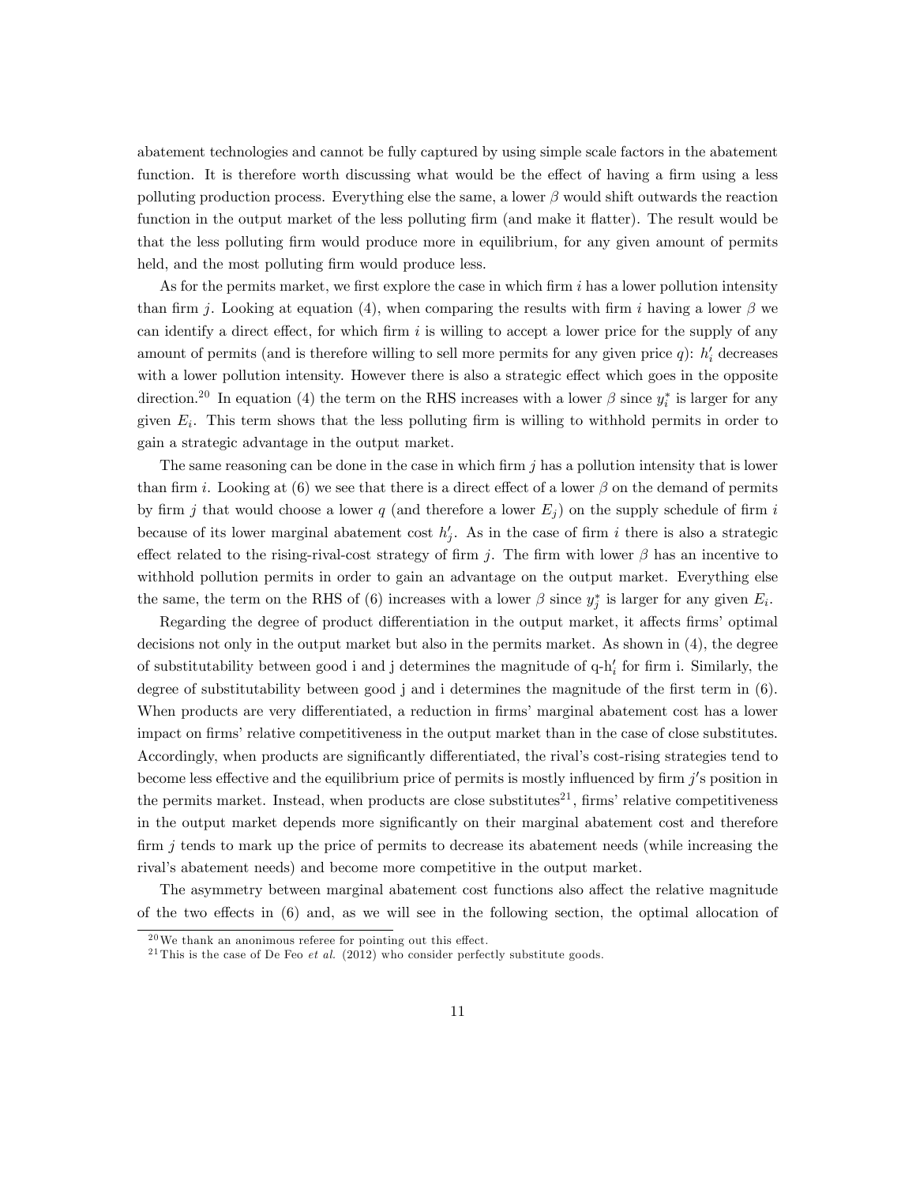abatement technologies and cannot be fully captured by using simple scale factors in the abatement function. It is therefore worth discussing what would be the effect of having a firm using a less polluting production process. Everything else the same, a lower $\beta$ would shift outwards the reaction function in the output market of the less polluting firm (and make it flatter). The result would be that the less polluting firm would produce more in equilibrium, for any given amount of permits held, and the most polluting firm would produce less.

As for the permits market, we first explore the case in which firm $i$ has a lower pollution intensity than firm $j$. Looking at equation (4), when comparing the results with firm $i$ having a lower $\beta$ we can identify a direct effect, for which firm $i$ is willing to accept a lower price for the supply of any amount of permits (and is therefore willing to sell more permits for any given price $q$): $h_i'$ decreases with a lower pollution intensity. However there is also a strategic effect which goes in the opposite direction.[20] In equation (4) the term on the RHS increases with a lower $\beta$ since $y_i^*$ is larger for any given $E_i$. This term shows that the less polluting firm is willing to withhold permits in order to gain a strategic advantage in the output market.

The same reasoning can be done in the case in which firm $j$ has a pollution intensity that is lower than firm $i$. Looking at (6) we see that there is a direct effect of a lower $\beta$ on the demand of permits by firm $j$ that would choose a lower $q$ (and therefore a lower $E_j$) on the supply schedule of firm $i$ because of its lower marginal abatement cost $h_j'$. As in the case of firm $i$ there is also a strategic effect related to the rising-rival-cost strategy of firm $j$. The firm with lower $\beta$ has an incentive to withhold pollution permits in order to gain an advantage on the output market. Everything else the same, the term on the RHS of (6) increases with a lower $\beta$ since $y_j^*$ is larger for any given $E_i$.

Regarding the degree of product differentiation in the output market, it affects firms' optimal decisions not only in the output market but also in the permits market. As shown in (4), the degree of substitutability between good i and j determines the magnitude of q-$h_i'$ for firm i. Similarly, the degree of substitutability between good j and i determines the magnitude of the first term in (6). When products are very differentiated, a reduction in firms' marginal abatement cost has a lower impact on firms' relative competitiveness in the output market than in the case of close substitutes. Accordingly, when products are significantly differentiated, the rival's cost-rising strategies tend to become less effective and the equilibrium price of permits is mostly influenced by firm $j$'s position in the permits market. Instead, when products are close substitutes[21], firms' relative competitiveness in the output market depends more significantly on their marginal abatement cost and therefore firm $j$ tends to mark up the price of permits to decrease its abatement needs (while increasing the rival's abatement needs) and become more competitive in the output market.

The asymmetry between marginal abatement cost functions also affect the relative magnitude of the two effects in (6) and, as we will see in the following section, the optimal allocation of

[20] We thank an anonimous referee for pointing out this effect.

[21] This is the case of De Feo *et al.* (2012) who consider perfectly substitute goods.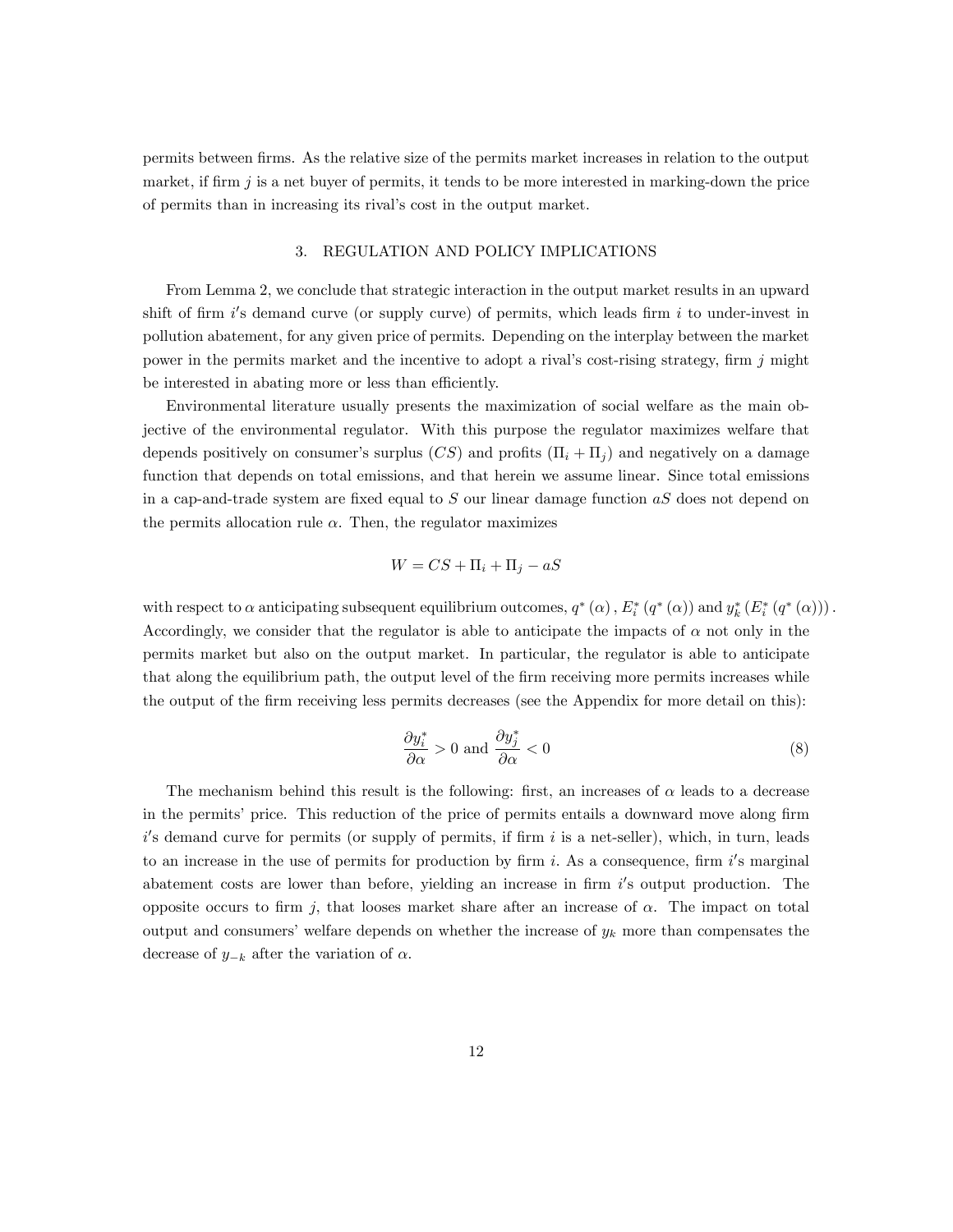permits between firms. As the relative size of the permits market increases in relation to the output market, if firm $j$ is a net buyer of permits, it tends to be more interested in marking-down the price of permits than in increasing its rival's cost in the output market.

## 3. REGULATION AND POLICY IMPLICATIONS

From Lemma 2, we conclude that strategic interaction in the output market results in an upward shift of firm $i'$s demand curve (or supply curve) of permits, which leads firm $i$ to under-invest in pollution abatement, for any given price of permits. Depending on the interplay between the market power in the permits market and the incentive to adopt a rival's cost-rising strategy, firm $j$ might be interested in abating more or less than efficiently.

Environmental literature usually presents the maximization of social welfare as the main objective of the environmental regulator. With this purpose the regulator maximizes welfare that depends positively on consumer's surplus ($CS$) and profits ($\Pi_i + \Pi_j$) and negatively on a damage function that depends on total emissions, and that herein we assume linear. Since total emissions in a cap-and-trade system are fixed equal to $S$ our linear damage function $aS$ does not depend on the permits allocation rule $\alpha$. Then, the regulator maximizes

$$W = CS + \Pi_i + \Pi_j - aS$$

with respect to $\alpha$ anticipating subsequent equilibrium outcomes, $q^*(\alpha)$, $E_i^*(q^*(\alpha))$ and $y_k^*(E_i^*(q^*(\alpha)))$. Accordingly, we consider that the regulator is able to anticipate the impacts of $\alpha$ not only in the permits market but also on the output market. In particular, the regulator is able to anticipate that along the equilibrium path, the output level of the firm receiving more permits increases while the output of the firm receiving less permits decreases (see the Appendix for more detail on this):

$$\frac{\partial y_i^*}{\partial \alpha} > 0 \text{ and } \frac{\partial y_j^*}{\partial \alpha} < 0 \tag{8}$$

The mechanism behind this result is the following: first, an increases of $\alpha$ leads to a decrease in the permits' price. This reduction of the price of permits entails a downward move along firm $i'$s demand curve for permits (or supply of permits, if firm $i$ is a net-seller), which, in turn, leads to an increase in the use of permits for production by firm $i$. As a consequence, firm $i'$s marginal abatement costs are lower than before, yielding an increase in firm $i'$s output production. The opposite occurs to firm $j$, that looses market share after an increase of $\alpha$. The impact on total output and consumers' welfare depends on whether the increase of $y_k$ more than compensates the decrease of $y_{-k}$ after the variation of $\alpha$.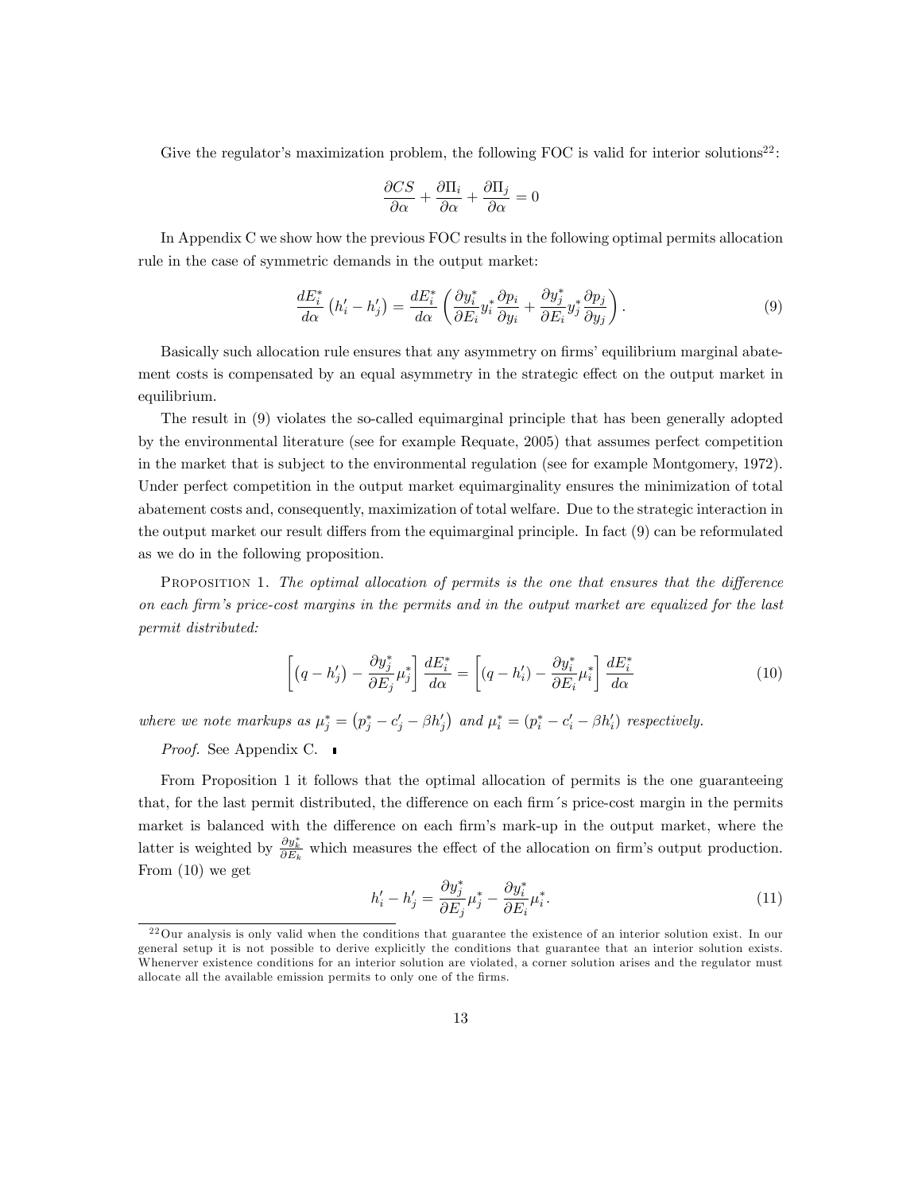Give the regulator's maximization problem, the following FOC is valid for interior solutions[22]:

$$\frac{\partial CS}{\partial \alpha} + \frac{\partial \Pi_i}{\partial \alpha} + \frac{\partial \Pi_j}{\partial \alpha} = 0$$

In Appendix C we show how the previous FOC results in the following optimal permits allocation rule in the case of symmetric demands in the output market:

$$\frac{dE_i^*}{d\alpha}\left(h_i' - h_j'\right) = \frac{dE_i^*}{d\alpha}\left(\frac{\partial y_i^*}{\partial E_i} y_i^* \frac{\partial p_i}{\partial y_i} + \frac{\partial y_j^*}{\partial E_i} y_j^* \frac{\partial p_j}{\partial y_j}\right). \tag{9}$$

Basically such allocation rule ensures that any asymmetry on firms' equilibrium marginal abatement costs is compensated by an equal asymmetry in the strategic effect on the output market in equilibrium.

The result in (9) violates the so-called equimarginal principle that has been generally adopted by the environmental literature (see for example Requate, 2005) that assumes perfect competition in the market that is subject to the environmental regulation (see for example Montgomery, 1972). Under perfect competition in the output market equimarginality ensures the minimization of total abatement costs and, consequently, maximization of total welfare. Due to the strategic interaction in the output market our result differs from the equimarginal principle. In fact (9) can be reformulated as we do in the following proposition.

Proposition 1. *The optimal allocation of permits is the one that ensures that the difference on each firm's price-cost margins in the permits and in the output market are equalized for the last permit distributed:*

$$\left[\left(q - h_j'\right) - \frac{\partial y_j^*}{\partial E_j}\mu_j^*\right]\frac{dE_i^*}{d\alpha} = \left[\left(q - h_i'\right) - \frac{\partial y_i^*}{\partial E_i}\mu_i^*\right]\frac{dE_i^*}{d\alpha} \tag{10}$$

*where we note markups as* $\mu_j^* = \left(p_j^* - c_j' - \beta h_j'\right)$ *and* $\mu_i^* = \left(p_i^* - c_i' - \beta h_i'\right)$ *respectively.*

*Proof.* See Appendix C. ∎

From Proposition 1 it follows that the optimal allocation of permits is the one guaranteeing that, for the last permit distributed, the difference on each firm´s price-cost margin in the permits market is balanced with the difference on each firm's mark-up in the output market, where the latter is weighted by $\frac{\partial y_k^*}{\partial E_k}$ which measures the effect of the allocation on firm's output production. From (10) we get

$$h_i' - h_j' = \frac{\partial y_j^*}{\partial E_j}\mu_j^* - \frac{\partial y_i^*}{\partial E_i}\mu_i^*. \tag{11}$$

[22] Our analysis is only valid when the conditions that guarantee the existence of an interior solution exist. In our general setup it is not possible to derive explicitly the conditions that guarantee that an interior solution exists. Whenerver existence conditions for an interior solution are violated, a corner solution arises and the regulator must allocate all the available emission permits to only one of the firms.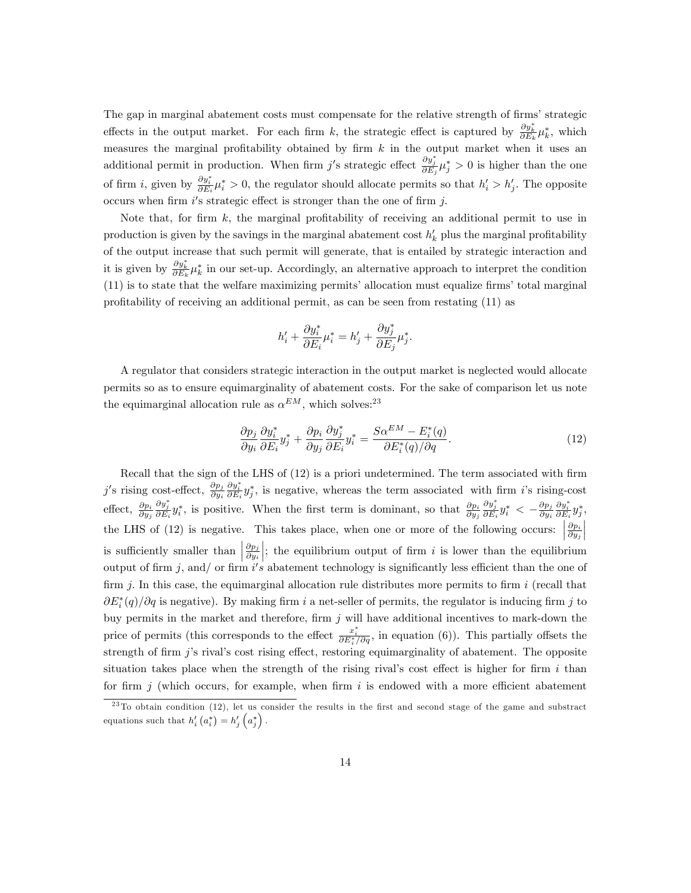The gap in marginal abatement costs must compensate for the relative strength of firms' strategic effects in the output market. For each firm $k$, the strategic effect is captured by $\frac{\partial y_k^*}{\partial E_k}\mu_k^*$, which measures the marginal profitability obtained by firm $k$ in the output market when it uses an additional permit in production. When firm $j$'s strategic effect $\frac{\partial y_j^*}{\partial E_j}\mu_j^* > 0$ is higher than the one of firm $i$, given by $\frac{\partial y_i^*}{\partial E_i}\mu_i^* > 0$, the regulator should allocate permits so that $h_i' > h_j'$. The opposite occurs when firm $i$'s strategic effect is stronger than the one of firm $j$.

Note that, for firm $k$, the marginal profitability of receiving an additional permit to use in production is given by the savings in the marginal abatement cost $h_k'$ plus the marginal profitability of the output increase that such permit will generate, that is entailed by strategic interaction and it is given by $\frac{\partial y_k^*}{\partial E_k}\mu_k^*$ in our set-up. Accordingly, an alternative approach to interpret the condition (11) is to state that the welfare maximizing permits' allocation must equalize firms' total marginal profitability of receiving an additional permit, as can be seen from restating (11) as

$$h_i' + \frac{\partial y_i^*}{\partial E_i}\mu_i^* = h_j' + \frac{\partial y_j^*}{\partial E_j}\mu_j^*.$$

A regulator that considers strategic interaction in the output market is neglected would allocate permits so as to ensure equimarginality of abatement costs. For the sake of comparison let us note the equimarginal allocation rule as $\alpha^{EM}$, which solves:[23]

$$\frac{\partial p_j}{\partial y_i}\frac{\partial y_i^*}{\partial E_i}y_j^* + \frac{\partial p_i}{\partial y_j}\frac{\partial y_j^*}{\partial E_i}y_i^* = \frac{S\alpha^{EM} - E_i^*(q)}{\partial E_i^*(q)/\partial q}. \tag{12}$$

Recall that the sign of the LHS of (12) is a priori undetermined. The term associated with firm $j$'s rising cost-effect, $\frac{\partial p_j}{\partial y_i}\frac{\partial y_i^*}{\partial E_i}y_j^*$, is negative, whereas the term associated with firm $i$'s rising-cost effect, $\frac{\partial p_i}{\partial y_j}\frac{\partial y_j^*}{\partial E_i}y_i^*$, is positive. When the first term is dominant, so that $\frac{\partial p_i}{\partial y_j}\frac{\partial y_j^*}{\partial E_i}y_i^* < -\frac{\partial p_j}{\partial y_i}\frac{\partial y_i^*}{\partial E_i}y_j^*$, the LHS of (12) is negative. This takes place, when one or more of the following occurs: $\left|\frac{\partial p_i}{\partial y_j}\right|$ is sufficiently smaller than $\left|\frac{\partial p_j}{\partial y_i}\right|$; the equilibrium output of firm $i$ is lower than the equilibrium output of firm $j$, and/ or firm $i$'s abatement technology is significantly less efficient than the one of firm $j$. In this case, the equimarginal allocation rule distributes more permits to firm $i$ (recall that $\partial E_i^*(q)/\partial q$ is negative). By making firm $i$ a net-seller of permits, the regulator is inducing firm $j$ to buy permits in the market and therefore, firm $j$ will have additional incentives to mark-down the price of permits (this corresponds to the effect $\frac{x_i^*}{\partial E_i^*/\partial q}$, in equation (6)). This partially offsets the strength of firm $j$'s rival's cost rising effect, restoring equimarginality of abatement. The opposite situation takes place when the strength of the rising rival's cost effect is higher for firm $i$ than for firm $j$ (which occurs, for example, when firm $i$ is endowed with a more efficient abatement

[23] To obtain condition (12), let us consider the results in the first and second stage of the game and substract equations such that $h_i'(a_i^*) = h_j'\left(a_j^*\right)$.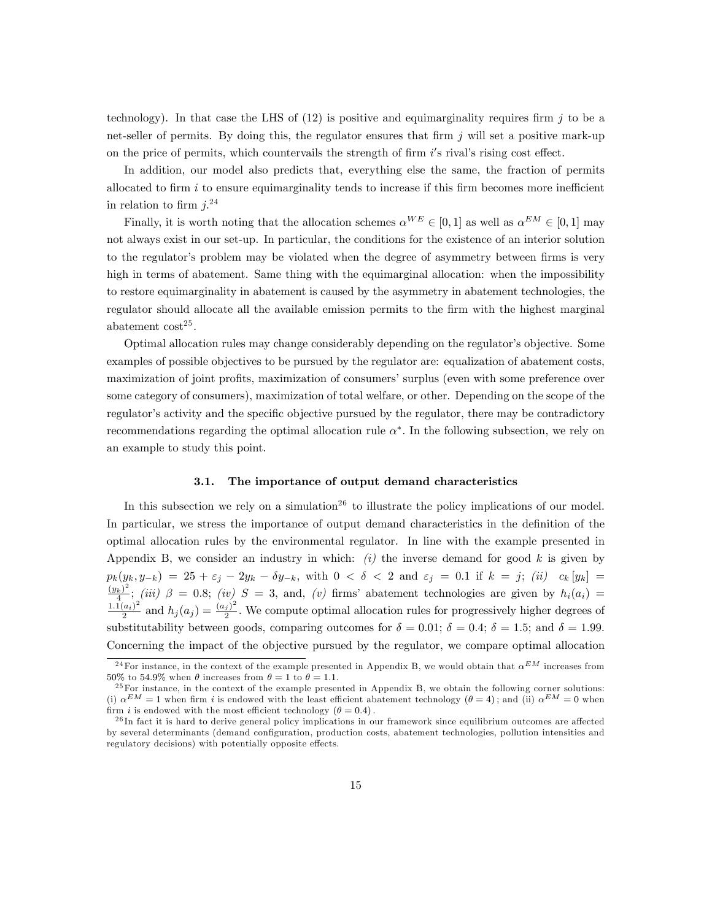technology). In that case the LHS of (12) is positive and equimarginality requires firm $j$ to be a net-seller of permits. By doing this, the regulator ensures that firm $j$ will set a positive mark-up on the price of permits, which countervails the strength of firm $i$'s rival's rising cost effect.

In addition, our model also predicts that, everything else the same, the fraction of permits allocated to firm $i$ to ensure equimarginality tends to increase if this firm becomes more inefficient in relation to firm $j$.[24]

Finally, it is worth noting that the allocation schemes $\alpha^{WE} \in [0,1]$ as well as $\alpha^{EM} \in [0,1]$ may not always exist in our set-up. In particular, the conditions for the existence of an interior solution to the regulator's problem may be violated when the degree of asymmetry between firms is very high in terms of abatement. Same thing with the equimarginal allocation: when the impossibility to restore equimarginality in abatement is caused by the asymmetry in abatement technologies, the regulator should allocate all the available emission permits to the firm with the highest marginal abatement cost[25].

Optimal allocation rules may change considerably depending on the regulator's objective. Some examples of possible objectives to be pursued by the regulator are: equalization of abatement costs, maximization of joint profits, maximization of consumers' surplus (even with some preference over some category of consumers), maximization of total welfare, or other. Depending on the scope of the regulator's activity and the specific objective pursued by the regulator, there may be contradictory recommendations regarding the optimal allocation rule $\alpha^*$. In the following subsection, we rely on an example to study this point.

### 3.1. The importance of output demand characteristics

In this subsection we rely on a simulation[26] to illustrate the policy implications of our model. In particular, we stress the importance of output demand characteristics in the definition of the optimal allocation rules by the environmental regulator. In line with the example presented in Appendix B, we consider an industry in which: *(i)* the inverse demand for good $k$ is given by $p_k(y_k, y_{-k}) = 25 + \varepsilon_j - 2y_k - \delta y_{-k}$, with $0 < \delta < 2$ and $\varepsilon_j = 0.1$ if $k = j$; *(ii)* $c_k[y_k] = \frac{(y_k)^2}{4}$; *(iii)* $\beta = 0.8$; *(iv)* $S = 3$, and, *(v)* firms' abatement technologies are given by $h_i(a_i) = \frac{1.1(a_i)^2}{2}$ and $h_j(a_j) = \frac{(a_j)^2}{2}$. We compute optimal allocation rules for progressively higher degrees of substitutability between goods, comparing outcomes for $\delta = 0.01$; $\delta = 0.4$; $\delta = 1.5$; and $\delta = 1.99$. Concerning the impact of the objective pursued by the regulator, we compare optimal allocation

---

[24] For instance, in the context of the example presented in Appendix B, we would obtain that $\alpha^{EM}$ increases from 50% to 54.9% when $\theta$ increases from $\theta = 1$ to $\theta = 1.1$.

[25] For instance, in the context of the example presented in Appendix B, we obtain the following corner solutions: (i) $\alpha^{EM} = 1$ when firm $i$ is endowed with the least efficient abatement technology $(\theta = 4)$; and (ii) $\alpha^{EM} = 0$ when firm $i$ is endowed with the most efficient technology $(\theta = 0.4)$.

[26] In fact it is hard to derive general policy implications in our framework since equilibrium outcomes are affected by several determinants (demand configuration, production costs, abatement technologies, pollution intensities and regulatory decisions) with potentially opposite effects.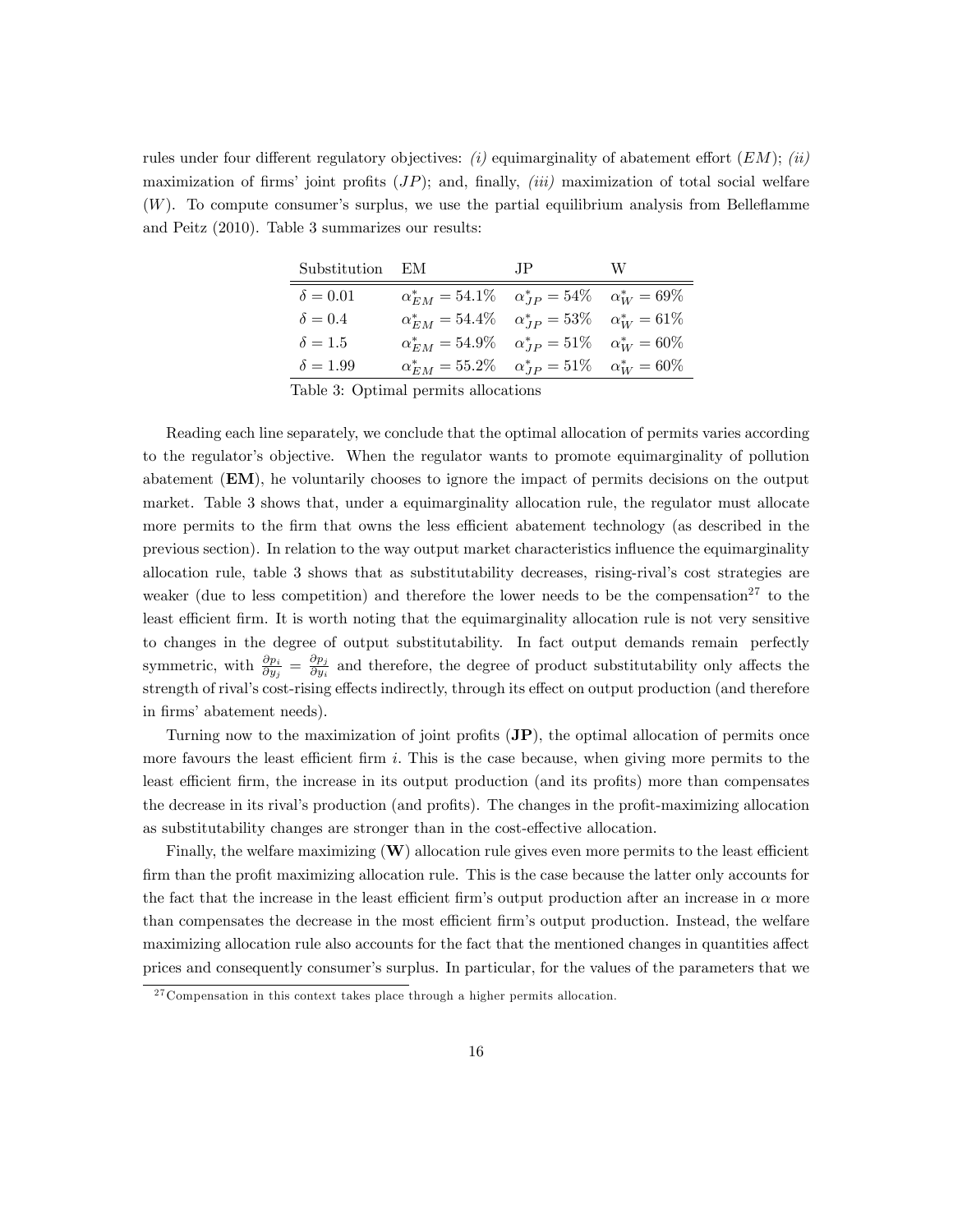rules under four different regulatory objectives: *(i)* equimarginality of abatement effort ($EM$); *(ii)* maximization of firms' joint profits ($JP$); and, finally, *(iii)* maximization of total social welfare ($W$). To compute consumer's surplus, we use the partial equilibrium analysis from Belleflamme and Peitz (2010). Table 3 summarizes our results:

| Substitution | EM | JP | W |
|---|---|---|---|
| $\delta = 0.01$ | $\alpha^*_{EM} = 54.1\%$ | $\alpha^*_{JP} = 54\%$ | $\alpha^*_{W} = 69\%$ |
| $\delta = 0.4$ | $\alpha^*_{EM} = 54.4\%$ | $\alpha^*_{JP} = 53\%$ | $\alpha^*_{W} = 61\%$ |
| $\delta = 1.5$ | $\alpha^*_{EM} = 54.9\%$ | $\alpha^*_{JP} = 51\%$ | $\alpha^*_{W} = 60\%$ |
| $\delta = 1.99$ | $\alpha^*_{EM} = 55.2\%$ | $\alpha^*_{JP} = 51\%$ | $\alpha^*_{W} = 60\%$ |

Table 3: Optimal permits allocations

Reading each line separately, we conclude that the optimal allocation of permits varies according to the regulator's objective. When the regulator wants to promote equimarginality of pollution abatement (**EM**), he voluntarily chooses to ignore the impact of permits decisions on the output market. Table 3 shows that, under a equimarginality allocation rule, the regulator must allocate more permits to the firm that owns the less efficient abatement technology (as described in the previous section). In relation to the way output market characteristics influence the equimarginality allocation rule, table 3 shows that as substitutability decreases, rising-rival's cost strategies are weaker (due to less competition) and therefore the lower needs to be the compensation[27] to the least efficient firm. It is worth noting that the equimarginality allocation rule is not very sensitive to changes in the degree of output substitutability. In fact output demands remain perfectly symmetric, with $\frac{\partial p_i}{\partial y_j} = \frac{\partial p_j}{\partial y_i}$ and therefore, the degree of product substitutability only affects the strength of rival's cost-rising effects indirectly, through its effect on output production (and therefore in firms' abatement needs).

Turning now to the maximization of joint profits (**JP**), the optimal allocation of permits once more favours the least efficient firm $i$. This is the case because, when giving more permits to the least efficient firm, the increase in its output production (and its profits) more than compensates the decrease in its rival's production (and profits). The changes in the profit-maximizing allocation as substitutability changes are stronger than in the cost-effective allocation.

Finally, the welfare maximizing (**W**) allocation rule gives even more permits to the least efficient firm than the profit maximizing allocation rule. This is the case because the latter only accounts for the fact that the increase in the least efficient firm's output production after an increase in $\alpha$ more than compensates the decrease in the most efficient firm's output production. Instead, the welfare maximizing allocation rule also accounts for the fact that the mentioned changes in quantities affect prices and consequently consumer's surplus. In particular, for the values of the parameters that we

[27] Compensation in this context takes place through a higher permits allocation.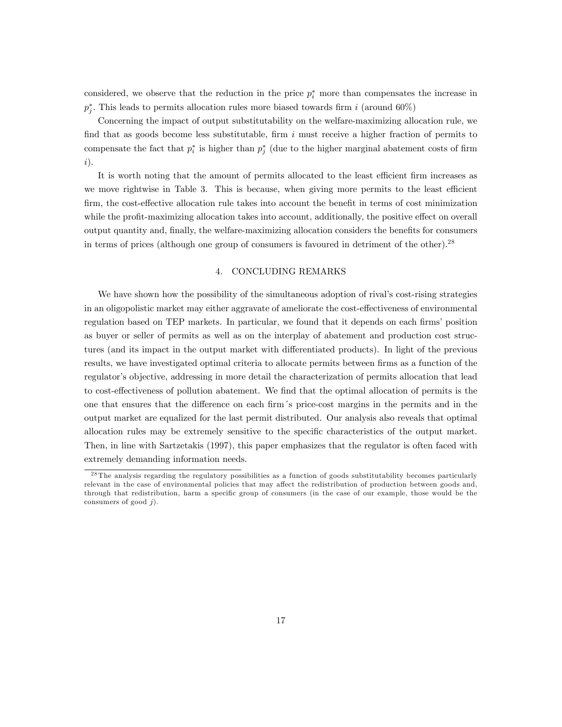considered, we observe that the reduction in the price $p_i^*$ more than compensates the increase in $p_j^*$. This leads to permits allocation rules more biased towards firm $i$ (around 60%)

Concerning the impact of output substitutability on the welfare-maximizing allocation rule, we find that as goods become less substitutable, firm $i$ must receive a higher fraction of permits to compensate the fact that $p_i^*$ is higher than $p_j^*$ (due to the higher marginal abatement costs of firm $i$).

It is worth noting that the amount of permits allocated to the least efficient firm increases as we move rightwise in Table 3. This is because, when giving more permits to the least efficient firm, the cost-effective allocation rule takes into account the benefit in terms of cost minimization while the profit-maximizing allocation takes into account, additionally, the positive effect on overall output quantity and, finally, the welfare-maximizing allocation considers the benefits for consumers in terms of prices (although one group of consumers is favoured in detriment of the other).[28]

## 4. CONCLUDING REMARKS

We have shown how the possibility of the simultaneous adoption of rival's cost-rising strategies in an oligopolistic market may either aggravate of ameliorate the cost-effectiveness of environmental regulation based on TEP markets. In particular, we found that it depends on each firms' position as buyer or seller of permits as well as on the interplay of abatement and production cost structures (and its impact in the output market with differentiated products). In light of the previous results, we have investigated optimal criteria to allocate permits between firms as a function of the regulator's objective, addressing in more detail the characterization of permits allocation that lead to cost-effectiveness of pollution abatement. We find that the optimal allocation of permits is the one that ensures that the difference on each firm´s price-cost margins in the permits and in the output market are equalized for the last permit distributed. Our analysis also reveals that optimal allocation rules may be extremely sensitive to the specific characteristics of the output market. Then, in line with Sartzetakis (1997), this paper emphasizes that the regulator is often faced with extremely demanding information needs.

[28] The analysis regarding the regulatory possibilities as a function of goods substitutability becomes particularly relevant in the case of environmental policies that may affect the redistribution of production between goods and, through that redistribution, harm a specific group of consumers (in the case of our example, those would be the consumers of good $j$).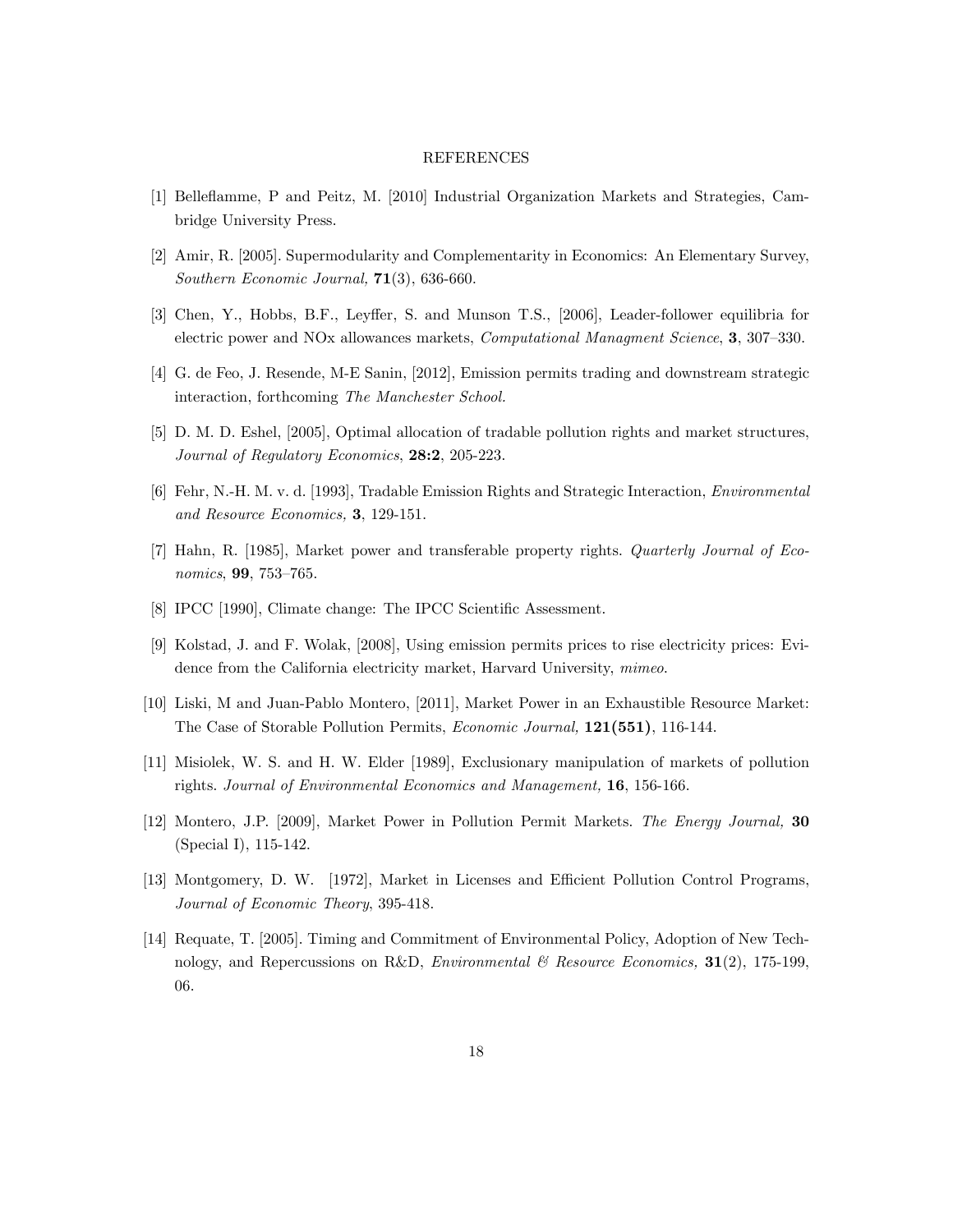# REFERENCES

[1] Belleflamme, P and Peitz, M. [2010] Industrial Organization Markets and Strategies, Cambridge University Press.

[2] Amir, R. [2005]. Supermodularity and Complementarity in Economics: An Elementary Survey, *Southern Economic Journal,* **71**(3), 636-660.

[3] Chen, Y., Hobbs, B.F., Leyffer, S. and Munson T.S., [2006], Leader-follower equilibria for electric power and NOx allowances markets, *Computational Managment Science*, **3**, 307–330.

[4] G. de Feo, J. Resende, M-E Sanin, [2012], Emission permits trading and downstream strategic interaction, forthcoming *The Manchester School.*

[5] D. M. D. Eshel, [2005], Optimal allocation of tradable pollution rights and market structures, *Journal of Regulatory Economics*, **28:2**, 205-223.

[6] Fehr, N.-H. M. v. d. [1993], Tradable Emission Rights and Strategic Interaction, *Environmental and Resource Economics,* **3**, 129-151.

[7] Hahn, R. [1985], Market power and transferable property rights. *Quarterly Journal of Economics*, **99**, 753–765.

[8] IPCC [1990], Climate change: The IPCC Scientific Assessment.

[9] Kolstad, J. and F. Wolak, [2008], Using emission permits prices to rise electricity prices: Evidence from the California electricity market, Harvard University, *mimeo.*

[10] Liski, M and Juan-Pablo Montero, [2011], Market Power in an Exhaustible Resource Market: The Case of Storable Pollution Permits, *Economic Journal,* **121(551)**, 116-144.

[11] Misiolek, W. S. and H. W. Elder [1989], Exclusionary manipulation of markets of pollution rights. *Journal of Environmental Economics and Management,* **16**, 156-166.

[12] Montero, J.P. [2009], Market Power in Pollution Permit Markets. *The Energy Journal,* **30** (Special I), 115-142.

[13] Montgomery, D. W. [1972], Market in Licenses and Efficient Pollution Control Programs, *Journal of Economic Theory*, 395-418.

[14] Requate, T. [2005]. Timing and Commitment of Environmental Policy, Adoption of New Technology, and Repercussions on R&D, *Environmental & Resource Economics,* **31**(2), 175-199, 06.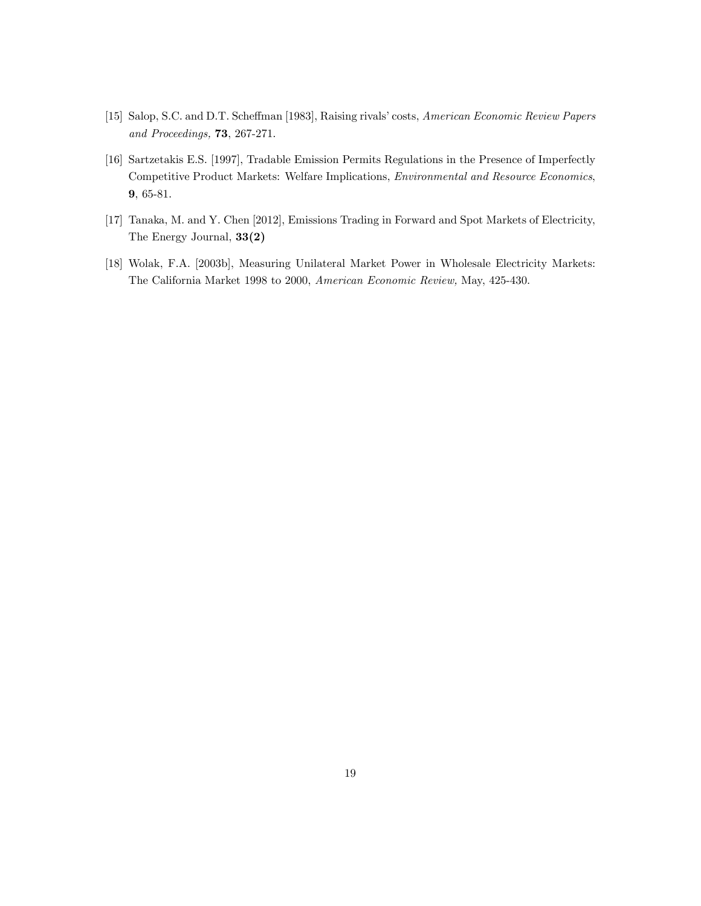[15] Salop, S.C. and D.T. Scheffman [1983], Raising rivals' costs, *American Economic Review Papers and Proceedings,* **73**, 267-271.

[16] Sartzetakis E.S. [1997], Tradable Emission Permits Regulations in the Presence of Imperfectly Competitive Product Markets: Welfare Implications, *Environmental and Resource Economics*, **9**, 65-81.

[17] Tanaka, M. and Y. Chen [2012], Emissions Trading in Forward and Spot Markets of Electricity, The Energy Journal, **33(2)**

[18] Wolak, F.A. [2003b], Measuring Unilateral Market Power in Wholesale Electricity Markets: The California Market 1998 to 2000, *American Economic Review,* May, 425-430.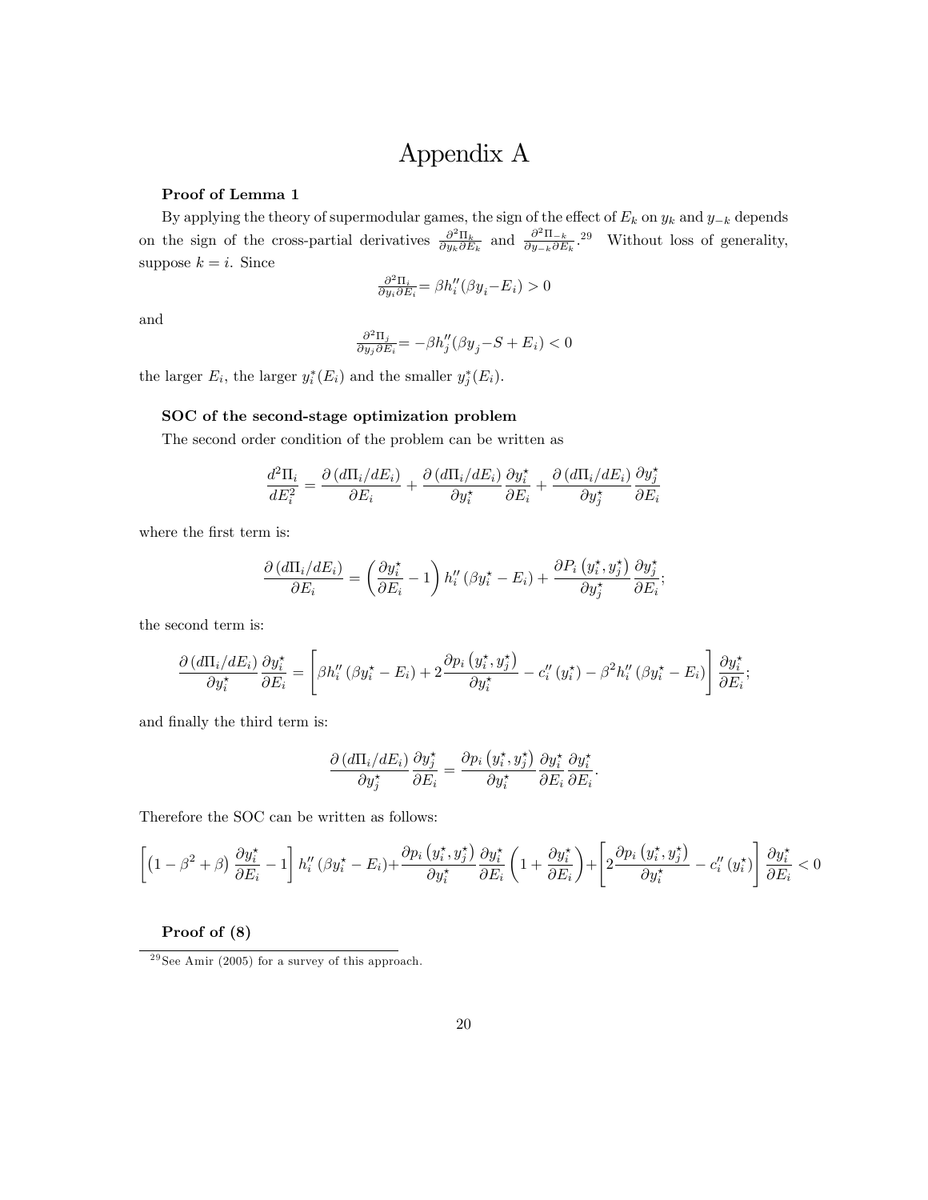// Appendix A

**Proof of Lemma 1**

By applying the theory of supermodular games, the sign of the effect of $E_k$ on $y_k$ and $y_{-k}$ depends on the sign of the cross-partial derivatives $\frac{\partial^2 \Pi_k}{\partial y_k \partial E_k}$ and $\frac{\partial^2 \Pi_{-k}}{\partial y_{-k} \partial E_k}$.[29] Without loss of generality, suppose $k = i$. Since

$$\tfrac{\partial^2 \Pi_i}{\partial y_i \partial E_i} = \beta h_i''(\beta y_i - E_i) > 0$$

and

$$\tfrac{\partial^2 \Pi_j}{\partial y_j \partial E_i} = -\beta h_j''(\beta y_j - S + E_i) < 0$$

the larger $E_i$, the larger $y_i^*(E_i)$ and the smaller $y_j^*(E_i)$.

**SOC of the second-stage optimization problem**

The second order condition of the problem can be written as

$$\frac{d^2 \Pi_i}{dE_i^2} = \frac{\partial \left( d\Pi_i / dE_i \right)}{\partial E_i} + \frac{\partial \left( d\Pi_i / dE_i \right)}{\partial y_i^\star} \frac{\partial y_i^\star}{\partial E_i} + \frac{\partial \left( d\Pi_i / dE_i \right)}{\partial y_j^\star} \frac{\partial y_j^\star}{\partial E_i}$$

where the first term is:

$$\frac{\partial \left( d\Pi_i / dE_i \right)}{\partial E_i} = \left( \frac{\partial y_i^\star}{\partial E_i} - 1 \right) h_i'' \left( \beta y_i^\star - E_i \right) + \frac{\partial P_i \left( y_i^\star, y_j^\star \right)}{\partial y_j^\star} \frac{\partial y_j^\star}{\partial E_i};$$

the second term is:

$$\frac{\partial \left( d\Pi_i / dE_i \right)}{\partial y_i^\star} \frac{\partial y_i^\star}{\partial E_i} = \left[ \beta h_i'' \left( \beta y_i^\star - E_i \right) + 2 \frac{\partial p_i \left( y_i^\star, y_j^\star \right)}{\partial y_i^\star} - c_i'' \left( y_i^\star \right) - \beta^2 h_i'' \left( \beta y_i^\star - E_i \right) \right] \frac{\partial y_i^\star}{\partial E_i};$$

and finally the third term is:

$$\frac{\partial \left( d\Pi_i / dE_i \right)}{\partial y_j^\star} \frac{\partial y_j^\star}{\partial E_i} = \frac{\partial p_i \left( y_i^\star, y_j^\star \right)}{\partial y_i^\star} \frac{\partial y_i^\star}{\partial E_i} \frac{\partial y_i^\star}{\partial E_i}.$$

Therefore the SOC can be written as follows:

$$\left[ \left( 1 - \beta^2 + \beta \right) \frac{\partial y_i^\star}{\partial E_i} - 1 \right] h_i'' \left( \beta y_i^\star - E_i \right) + \frac{\partial p_i \left( y_i^\star, y_j^\star \right)}{\partial y_i^\star} \frac{\partial y_i^\star}{\partial E_i} \left( 1 + \frac{\partial y_i^\star}{\partial E_i} \right) + \left[ 2 \frac{\partial p_i \left( y_i^\star, y_j^\star \right)}{\partial y_i^\star} - c_i'' \left( y_i^\star \right) \right] \frac{\partial y_i^\star}{\partial E_i} < 0$$

**Proof of (8)**

[29] See Amir (2005) for a survey of this approach.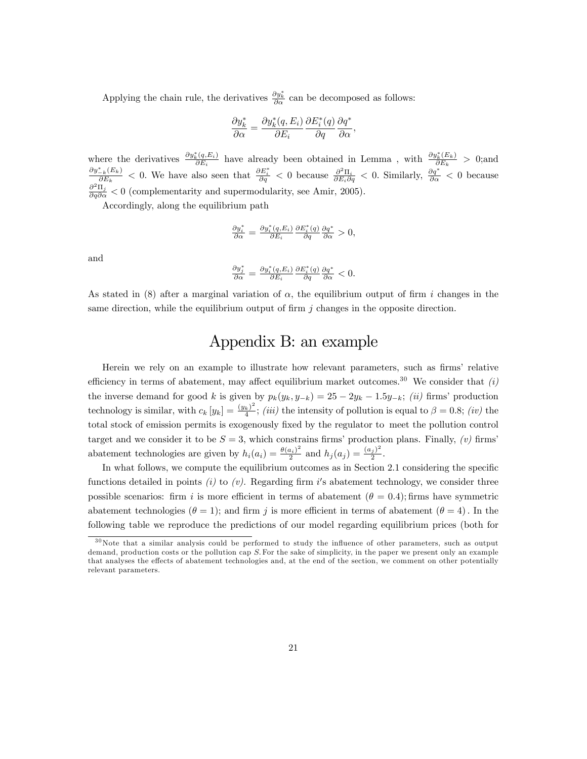Applying the chain rule, the derivatives $\frac{\partial y_k^*}{\partial \alpha}$ can be decomposed as follows:

$$\frac{\partial y_k^*}{\partial \alpha} = \frac{\partial y_k^*(q, E_i)}{\partial E_i} \frac{\partial E_i^*(q)}{\partial q} \frac{\partial q^*}{\partial \alpha},$$

where the derivatives $\frac{\partial y_k^*(q,E_i)}{\partial E_i}$ have already been obtained in Lemma , with $\frac{\partial y_k^*(E_k)}{\partial E_k} > 0$;and $\frac{\partial y_{-k}^*(E_k)}{\partial E_k} < 0$. We have also seen that $\frac{\partial E_i^*}{\partial q} < 0$ because $\frac{\partial^2 \Pi_i}{\partial E_i \partial q} < 0$. Similarly, $\frac{\partial q^*}{\partial \alpha} < 0$ because $\frac{\partial^2 \Pi_j}{\partial q \partial \alpha} < 0$ (complementarity and supermodularity, see Amir, 2005).

Accordingly, along the equilibrium path

$$\frac{\partial y_i^*}{\partial \alpha} = \frac{\partial y_i^*(q,E_i)}{\partial E_i} \frac{\partial E_i^*(q)}{\partial q} \frac{\partial q^*}{\partial \alpha} > 0,$$

and

$$\frac{\partial y_j^*}{\partial \alpha} = \frac{\partial y_i^*(q,E_i)}{\partial E_i} \frac{\partial E_i^*(q)}{\partial q} \frac{\partial q^*}{\partial \alpha} < 0.$$

As stated in (8) after a marginal variation of $\alpha$, the equilibrium output of firm $i$ changes in the same direction, while the equilibrium output of firm $j$ changes in the opposite direction.

# Appendix B: an example

Herein we rely on an example to illustrate how relevant parameters, such as firms' relative efficiency in terms of abatement, may affect equilibrium market outcomes.[30] We consider that *(i)* the inverse demand for good $k$ is given by $p_k(y_k, y_{-k}) = 25 - 2y_k - 1.5y_{-k}$; *(ii)* firms' production technology is similar, with $c_k[y_k] = \frac{(y_k)^2}{4}$; *(iii)* the intensity of pollution is equal to $\beta = 0.8$; *(iv)* the total stock of emission permits is exogenously fixed by the regulator to meet the pollution control target and we consider it to be $S = 3$, which constrains firms' production plans. Finally, *(v)* firms' abatement technologies are given by $h_i(a_i) = \frac{\theta(a_i)^2}{2}$ and $h_j(a_j) = \frac{(a_j)^2}{2}$.

In what follows, we compute the equilibrium outcomes as in Section 2.1 considering the specific functions detailed in points *(i)* to *(v)*. Regarding firm $i'$s abatement technology, we consider three possible scenarios: firm $i$ is more efficient in terms of abatement ($\theta = 0.4$); firms have symmetric abatement technologies ($\theta = 1$); and firm $j$ is more efficient in terms of abatement ($\theta = 4$). In the following table we reproduce the predictions of our model regarding equilibrium prices (both for

[30] Note that a similar analysis could be performed to study the influence of other parameters, such as output demand, production costs or the pollution cap $S$. For the sake of simplicity, in the paper we present only an example that analyses the effects of abatement technologies and, at the end of the section, we comment on other potentially relevant parameters.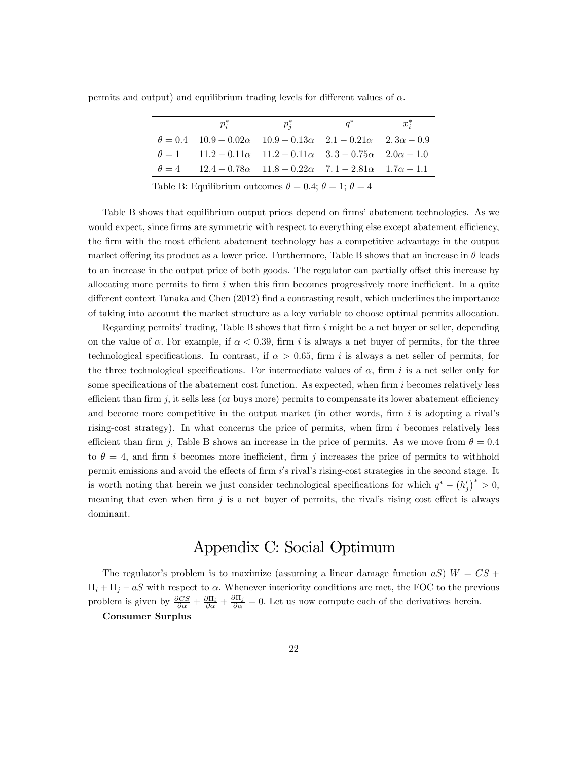permits and output) and equilibrium trading levels for different values of $\alpha$.

| | $p_i^*$ | $p_j^*$ | $q^*$ | $x_i^*$ |
|---|---|---|---|---|
| $\theta = 0.4$ | $10.9 + 0.02\alpha$ | $10.9 + 0.13\alpha$ | $2.1 - 0.21\alpha$ | $2.3\alpha - 0.9$ |
| $\theta = 1$ | $11.2 - 0.11\alpha$ | $11.2 - 0.11\alpha$ | $3.3 - 0.75\alpha$ | $2.0\alpha - 1.0$ |
| $\theta = 4$ | $12.4 - 0.78\alpha$ | $11.8 - 0.22\alpha$ | $7.1 - 2.81\alpha$ | $1.7\alpha - 1.1$ |

Table B: Equilibrium outcomes $\theta = 0.4$; $\theta = 1$; $\theta = 4$

Table B shows that equilibrium output prices depend on firms' abatement technologies. As we would expect, since firms are symmetric with respect to everything else except abatement efficiency, the firm with the most efficient abatement technology has a competitive advantage in the output market offering its product as a lower price. Furthermore, Table B shows that an increase in $\theta$ leads to an increase in the output price of both goods. The regulator can partially offset this increase by allocating more permits to firm $i$ when this firm becomes progressively more inefficient. In a quite different context Tanaka and Chen (2012) find a contrasting result, which underlines the importance of taking into account the market structure as a key variable to choose optimal permits allocation.

Regarding permits' trading, Table B shows that firm $i$ might be a net buyer or seller, depending on the value of $\alpha$. For example, if $\alpha < 0.39$, firm $i$ is always a net buyer of permits, for the three technological specifications. In contrast, if $\alpha > 0.65$, firm $i$ is always a net seller of permits, for the three technological specifications. For intermediate values of $\alpha$, firm $i$ is a net seller only for some specifications of the abatement cost function. As expected, when firm $i$ becomes relatively less efficient than firm $j$, it sells less (or buys more) permits to compensate its lower abatement efficiency and become more competitive in the output market (in other words, firm $i$ is adopting a rival's rising-cost strategy). In what concerns the price of permits, when firm $i$ becomes relatively less efficient than firm $j$, Table B shows an increase in the price of permits. As we move from $\theta = 0.4$ to $\theta = 4$, and firm $i$ becomes more inefficient, firm $j$ increases the price of permits to withhold permit emissions and avoid the effects of firm $i'$s rival's rising-cost strategies in the second stage. It is worth noting that herein we just consider technological specifications for which $q^* - \left(h_j'\right)^* > 0$, meaning that even when firm $j$ is a net buyer of permits, the rival's rising cost effect is always dominant.

# Appendix C: Social Optimum

The regulator's problem is to maximize (assuming a linear damage function $aS$) $W = CS + \Pi_i + \Pi_j - aS$ with respect to $\alpha$. Whenever interiority conditions are met, the FOC to the previous problem is given by $\frac{\partial CS}{\partial \alpha} + \frac{\partial \Pi_i}{\partial \alpha} + \frac{\partial \Pi_j}{\partial \alpha} = 0$. Let us now compute each of the derivatives herein.

**Consumer Surplus**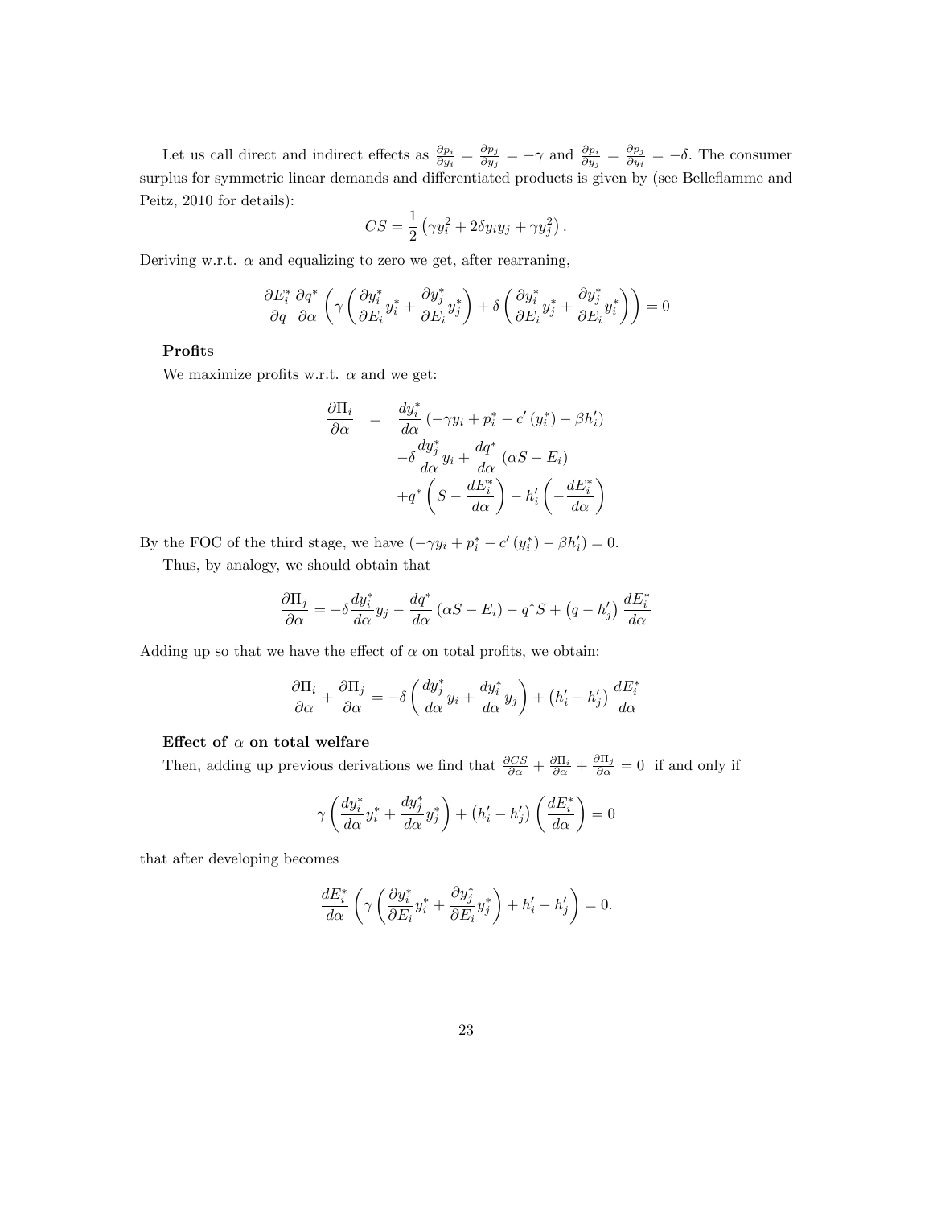Let us call direct and indirect effects as $\frac{\partial p_i}{\partial y_i} = \frac{\partial p_j}{\partial y_j} = -\gamma$ and $\frac{\partial p_i}{\partial y_j} = \frac{\partial p_j}{\partial y_i} = -\delta$. The consumer surplus for symmetric linear demands and differentiated products is given by (see Belleflamme and Peitz, 2010 for details):

$$CS = \frac{1}{2}\left(\gamma y_i^2 + 2\delta y_i y_j + \gamma y_j^2\right).$$

Deriving w.r.t. $\alpha$ and equalizing to zero we get, after rearraning,

$$\frac{\partial E_i^*}{\partial q}\frac{\partial q^*}{\partial \alpha}\left(\gamma\left(\frac{\partial y_i^*}{\partial E_i}y_i^* + \frac{\partial y_j^*}{\partial E_i}y_j^*\right) + \delta\left(\frac{\partial y_i^*}{\partial E_i}y_j^* + \frac{\partial y_j^*}{\partial E_i}y_i^*\right)\right) = 0$$

**Profits**

We maximize profits w.r.t. $\alpha$ and we get:

$$\begin{aligned}
\frac{\partial \Pi_i}{\partial \alpha} &= \frac{dy_i^*}{d\alpha}\left(-\gamma y_i + p_i^* - c'\left(y_i^*\right) - \beta h_i'\right) \\
&\quad -\delta\frac{dy_j^*}{d\alpha}y_i + \frac{dq^*}{d\alpha}\left(\alpha S - E_i\right) \\
&\quad +q^*\left(S - \frac{dE_i^*}{d\alpha}\right) - h_i'\left(-\frac{dE_i^*}{d\alpha}\right)
\end{aligned}$$

By the FOC of the third stage, we have $\left(-\gamma y_i + p_i^* - c'\left(y_i^*\right) - \beta h_i'\right) = 0$.

Thus, by analogy, we should obtain that

$$\frac{\partial \Pi_j}{\partial \alpha} = -\delta\frac{dy_i^*}{d\alpha}y_j - \frac{dq^*}{d\alpha}\left(\alpha S - E_i\right) - q^* S + \left(q - h_j'\right)\frac{dE_i^*}{d\alpha}$$

Adding up so that we have the effect of $\alpha$ on total profits, we obtain:

$$\frac{\partial \Pi_i}{\partial \alpha} + \frac{\partial \Pi_j}{\partial \alpha} = -\delta\left(\frac{dy_j^*}{d\alpha}y_i + \frac{dy_i^*}{d\alpha}y_j\right) + \left(h_i' - h_j'\right)\frac{dE_i^*}{d\alpha}$$

**Effect of $\alpha$ on total welfare**

Then, adding up previous derivations we find that $\frac{\partial CS}{\partial \alpha} + \frac{\partial \Pi_i}{\partial \alpha} + \frac{\partial \Pi_j}{\partial \alpha} = 0$ if and only if

$$\gamma\left(\frac{dy_i^*}{d\alpha}y_i^* + \frac{dy_j^*}{d\alpha}y_j^*\right) + \left(h_i' - h_j'\right)\left(\frac{dE_i^*}{d\alpha}\right) = 0$$

that after developing becomes

$$\frac{dE_i^*}{d\alpha}\left(\gamma\left(\frac{\partial y_i^*}{\partial E_i}y_i^* + \frac{\partial y_j^*}{\partial E_i}y_j^*\right) + h_i' - h_j'\right) = 0.$$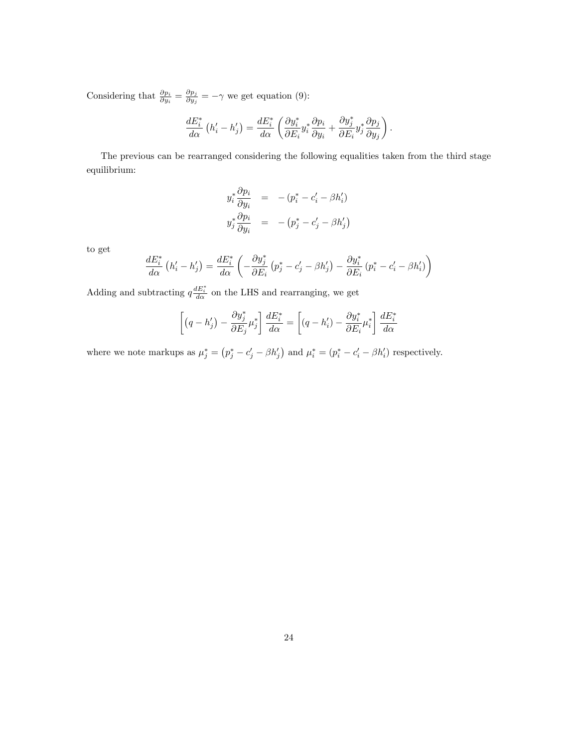Considering that $\frac{\partial p_i}{\partial y_i} = \frac{\partial p_j}{\partial y_j} = -\gamma$ we get equation (9):

$$\frac{dE_i^*}{d\alpha}\left(h_i' - h_j'\right) = \frac{dE_i^*}{d\alpha}\left(\frac{\partial y_i^*}{\partial E_i} y_i^* \frac{\partial p_i}{\partial y_i} + \frac{\partial y_j^*}{\partial E_i} y_j^* \frac{\partial p_j}{\partial y_j}\right).$$

The previous can be rearranged considering the following equalities taken from the third stage equilibrium:

$$\begin{aligned} y_i^* \frac{\partial p_i}{\partial y_i} &= -\left(p_i^* - c_i' - \beta h_i'\right) \\ y_j^* \frac{\partial p_i}{\partial y_i} &= -\left(p_j^* - c_j' - \beta h_j'\right) \end{aligned}$$

to get

$$\frac{dE_i^*}{d\alpha}\left(h_i' - h_j'\right) = \frac{dE_i^*}{d\alpha}\left(-\frac{\partial y_j^*}{\partial E_i}\left(p_j^* - c_j' - \beta h_j'\right) - \frac{\partial y_i^*}{\partial E_i}\left(p_i^* - c_i' - \beta h_i'\right)\right)$$

Adding and subtracting $q\frac{dE_i^*}{d\alpha}$ on the LHS and rearranging, we get

$$\left[\left(q - h_j'\right) - \frac{\partial y_j^*}{\partial E_j}\mu_j^*\right]\frac{dE_i^*}{d\alpha} = \left[\left(q - h_i'\right) - \frac{\partial y_i^*}{\partial E_i}\mu_i^*\right]\frac{dE_i^*}{d\alpha}$$

where we note markups as $\mu_j^* = \left(p_j^* - c_j' - \beta h_j'\right)$ and $\mu_i^* = \left(p_i^* - c_i' - \beta h_i'\right)$ respectively.